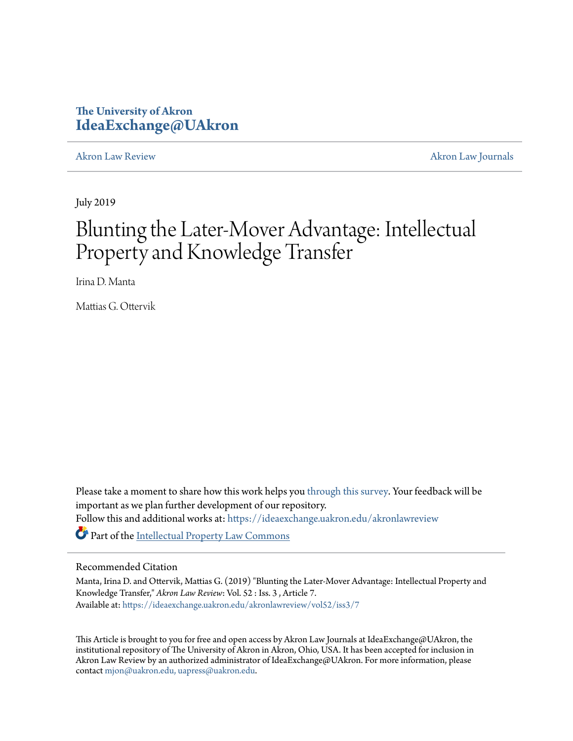The University of Akron
**IdeaExchange@UAkron**

Akron Law Review | Akron Law Journals

July 2019

# Blunting the Later-Mover Advantage: Intellectual Property and Knowledge Transfer

Irina D. Manta

Mattias G. Ottervik

Please take a moment to share how this work helps you through this survey. Your feedback will be important as we plan further development of our repository.
Follow this and additional works at: https://ideaexchange.uakron.edu/akronlawreview

Part of the Intellectual Property Law Commons

## Recommended Citation

Manta, Irina D. and Ottervik, Mattias G. (2019) "Blunting the Later-Mover Advantage: Intellectual Property and Knowledge Transfer," *Akron Law Review*: Vol. 52 : Iss. 3 , Article 7.
Available at: https://ideaexchange.uakron.edu/akronlawreview/vol52/iss3/7

This Article is brought to you for free and open access by Akron Law Journals at IdeaExchange@UAkron, the institutional repository of The University of Akron in Akron, Ohio, USA. It has been accepted for inclusion in Akron Law Review by an authorized administrator of IdeaExchange@UAkron. For more information, please contact mjon@uakron.edu, uapress@uakron.edu.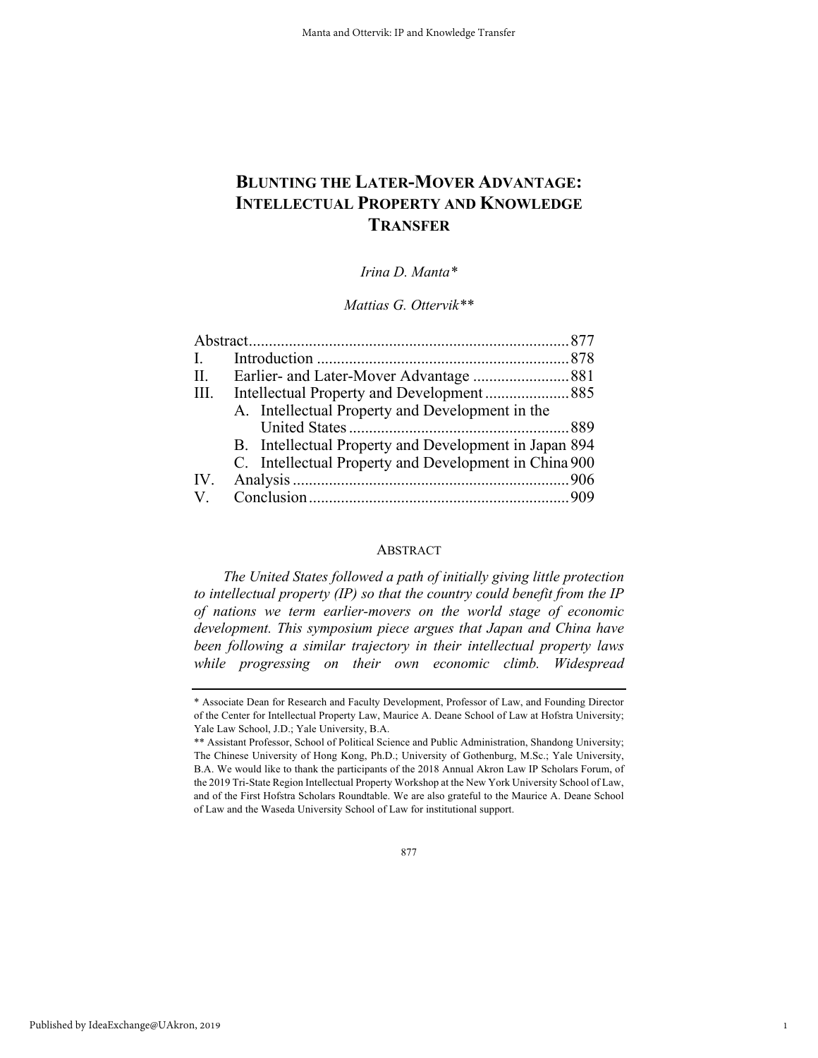# BLUNTING THE LATER-MOVER ADVANTAGE: INTELLECTUAL PROPERTY AND KNOWLEDGE TRANSFER

*Irina D. Manta\**

*Mattias G. Ottervik\*\**

| | | |
|---|---|---|
| Abstract | | 877 |
| I. | Introduction | 878 |
| II. | Earlier- and Later-Mover Advantage | 881 |
| III. | Intellectual Property and Development | 885 |
| | A. Intellectual Property and Development in the United States | 889 |
| | B. Intellectual Property and Development in Japan | 894 |
| | C. Intellectual Property and Development in China | 900 |
| IV. | Analysis | 906 |
| V. | Conclusion | 909 |

## ABSTRACT

*The United States followed a path of initially giving little protection to intellectual property (IP) so that the country could benefit from the IP of nations we term earlier-movers on the world stage of economic development. This symposium piece argues that Japan and China have been following a similar trajectory in their intellectual property laws while progressing on their own economic climb. Widespread*

---

\* Associate Dean for Research and Faculty Development, Professor of Law, and Founding Director of the Center for Intellectual Property Law, Maurice A. Deane School of Law at Hofstra University; Yale Law School, J.D.; Yale University, B.A.

\*\* Assistant Professor, School of Political Science and Public Administration, Shandong University; The Chinese University of Hong Kong, Ph.D.; University of Gothenburg, M.Sc.; Yale University, B.A. We would like to thank the participants of the 2018 Annual Akron Law IP Scholars Forum, of the 2019 Tri-State Region Intellectual Property Workshop at the New York University School of Law, and of the First Hofstra Scholars Roundtable. We are also grateful to the Maurice A. Deane School of Law and the Waseda University School of Law for institutional support.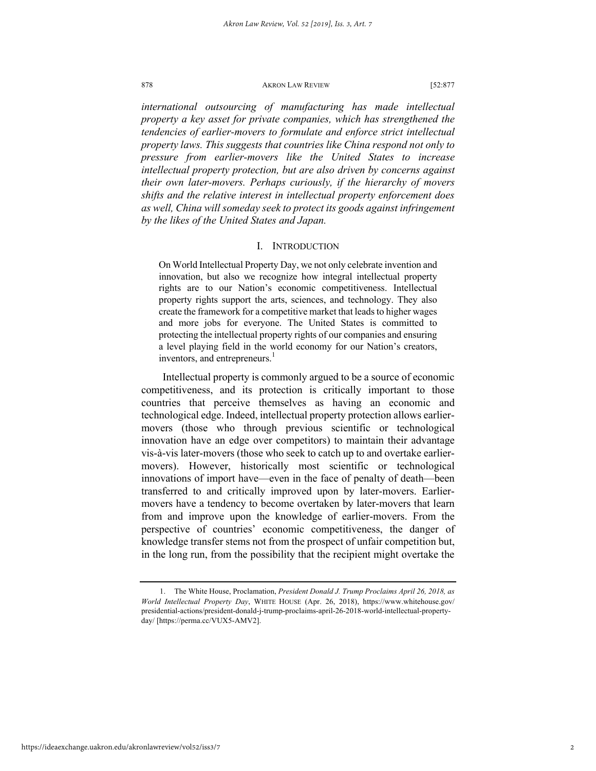*international outsourcing of manufacturing has made intellectual property a key asset for private companies, which has strengthened the tendencies of earlier-movers to formulate and enforce strict intellectual property laws. This suggests that countries like China respond not only to pressure from earlier-movers like the United States to increase intellectual property protection, but are also driven by concerns against their own later-movers. Perhaps curiously, if the hierarchy of movers shifts and the relative interest in intellectual property enforcement does as well, China will someday seek to protect its goods against infringement by the likes of the United States and Japan.*

## I. INTRODUCTION

> On World Intellectual Property Day, we not only celebrate invention and innovation, but also we recognize how integral intellectual property rights are to our Nation's economic competitiveness. Intellectual property rights support the arts, sciences, and technology. They also create the framework for a competitive market that leads to higher wages and more jobs for everyone. The United States is committed to protecting the intellectual property rights of our companies and ensuring a level playing field in the world economy for our Nation's creators, inventors, and entrepreneurs.[1]

Intellectual property is commonly argued to be a source of economic competitiveness, and its protection is critically important to those countries that perceive themselves as having an economic and technological edge. Indeed, intellectual property protection allows earlier-movers (those who through previous scientific or technological innovation have an edge over competitors) to maintain their advantage vis-à-vis later-movers (those who seek to catch up to and overtake earlier-movers). However, historically most scientific or technological innovations of import have—even in the face of penalty of death—been transferred to and critically improved upon by later-movers. Earlier-movers have a tendency to become overtaken by later-movers that learn from and improve upon the knowledge of earlier-movers. From the perspective of countries' economic competitiveness, the danger of knowledge transfer stems not from the prospect of unfair competition but, in the long run, from the possibility that the recipient might overtake the

1. The White House, Proclamation, *President Donald J. Trump Proclaims April 26, 2018, as World Intellectual Property Day*, WHITE HOUSE (Apr. 26, 2018), https://www.whitehouse.gov/presidential-actions/president-donald-j-trump-proclaims-april-26-2018-world-intellectual-property-day/ [https://perma.cc/VUX5-AMV2].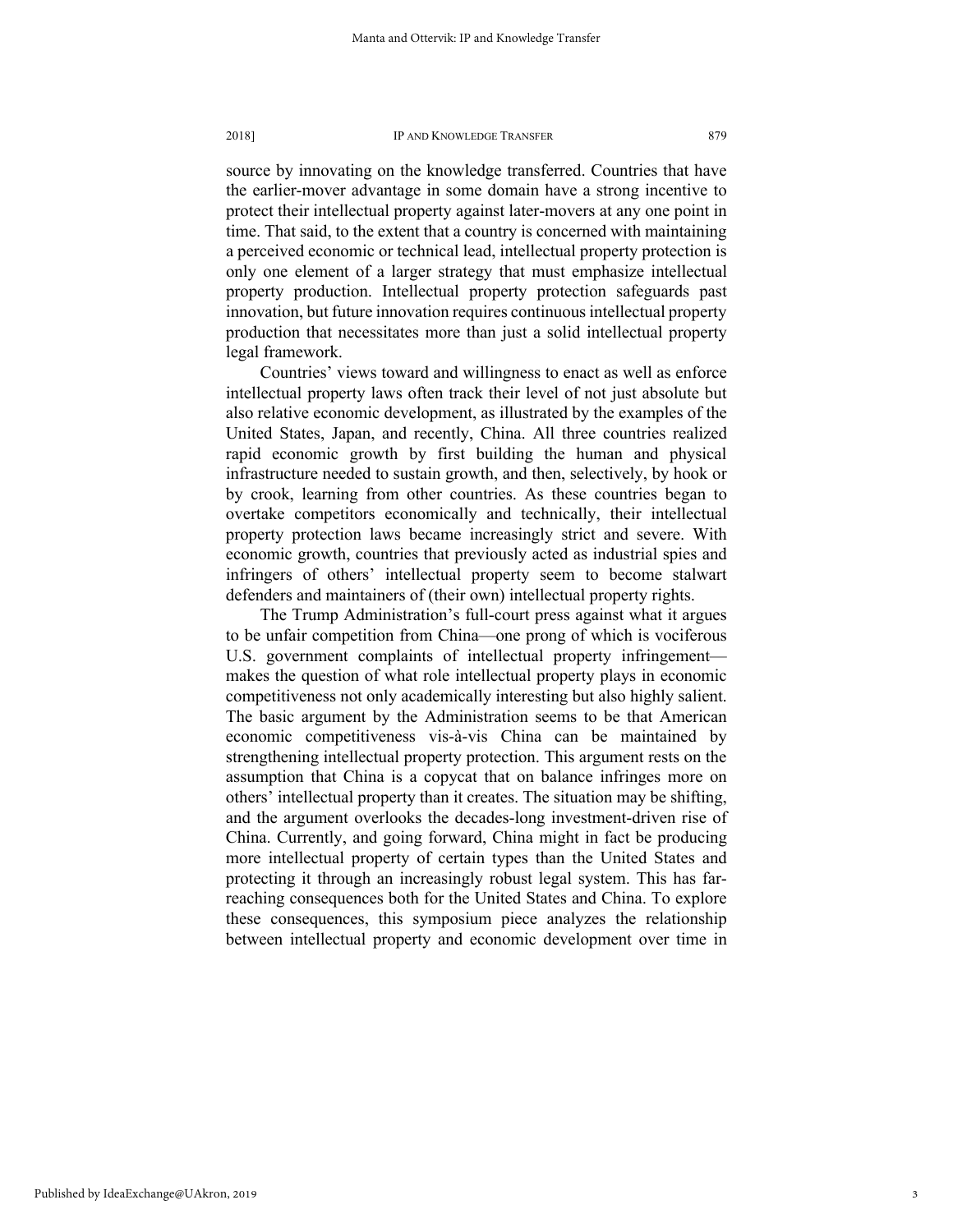source by innovating on the knowledge transferred. Countries that have the earlier-mover advantage in some domain have a strong incentive to protect their intellectual property against later-movers at any one point in time. That said, to the extent that a country is concerned with maintaining a perceived economic or technical lead, intellectual property protection is only one element of a larger strategy that must emphasize intellectual property production. Intellectual property protection safeguards past innovation, but future innovation requires continuous intellectual property production that necessitates more than just a solid intellectual property legal framework.

Countries' views toward and willingness to enact as well as enforce intellectual property laws often track their level of not just absolute but also relative economic development, as illustrated by the examples of the United States, Japan, and recently, China. All three countries realized rapid economic growth by first building the human and physical infrastructure needed to sustain growth, and then, selectively, by hook or by crook, learning from other countries. As these countries began to overtake competitors economically and technically, their intellectual property protection laws became increasingly strict and severe. With economic growth, countries that previously acted as industrial spies and infringers of others' intellectual property seem to become stalwart defenders and maintainers of (their own) intellectual property rights.

The Trump Administration's full-court press against what it argues to be unfair competition from China—one prong of which is vociferous U.S. government complaints of intellectual property infringement—makes the question of what role intellectual property plays in economic competitiveness not only academically interesting but also highly salient. The basic argument by the Administration seems to be that American economic competitiveness vis-à-vis China can be maintained by strengthening intellectual property protection. This argument rests on the assumption that China is a copycat that on balance infringes more on others' intellectual property than it creates. The situation may be shifting, and the argument overlooks the decades-long investment-driven rise of China. Currently, and going forward, China might in fact be producing more intellectual property of certain types than the United States and protecting it through an increasingly robust legal system. This has far-reaching consequences both for the United States and China. To explore these consequences, this symposium piece analyzes the relationship between intellectual property and economic development over time in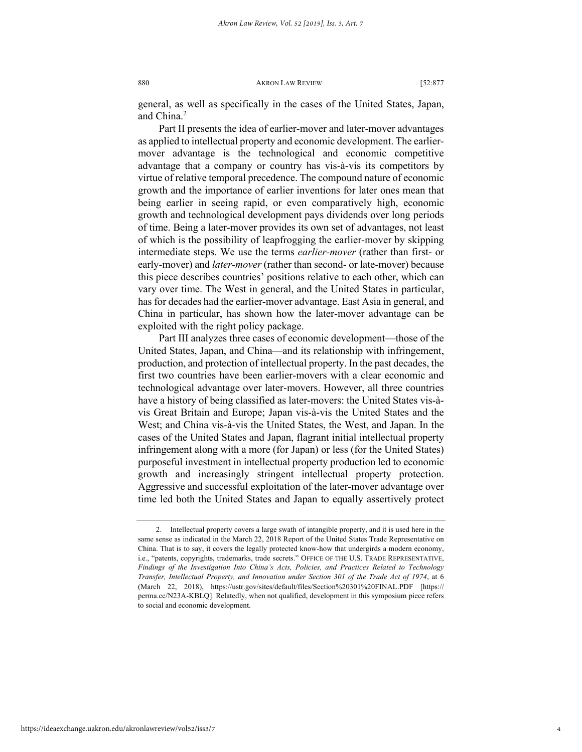general, as well as specifically in the cases of the United States, Japan, and China.[2]

Part II presents the idea of earlier-mover and later-mover advantages as applied to intellectual property and economic development. The earlier-mover advantage is the technological and economic competitive advantage that a company or country has vis-à-vis its competitors by virtue of relative temporal precedence. The compound nature of economic growth and the importance of earlier inventions for later ones mean that being earlier in seeing rapid, or even comparatively high, economic growth and technological development pays dividends over long periods of time. Being a later-mover provides its own set of advantages, not least of which is the possibility of leapfrogging the earlier-mover by skipping intermediate steps. We use the terms *earlier-mover* (rather than first- or early-mover) and *later-mover* (rather than second- or late-mover) because this piece describes countries' positions relative to each other, which can vary over time. The West in general, and the United States in particular, has for decades had the earlier-mover advantage. East Asia in general, and China in particular, has shown how the later-mover advantage can be exploited with the right policy package.

Part III analyzes three cases of economic development—those of the United States, Japan, and China—and its relationship with infringement, production, and protection of intellectual property. In the past decades, the first two countries have been earlier-movers with a clear economic and technological advantage over later-movers. However, all three countries have a history of being classified as later-movers: the United States vis-à-vis Great Britain and Europe; Japan vis-à-vis the United States and the West; and China vis-à-vis the United States, the West, and Japan. In the cases of the United States and Japan, flagrant initial intellectual property infringement along with a more (for Japan) or less (for the United States) purposeful investment in intellectual property production led to economic growth and increasingly stringent intellectual property protection. Aggressive and successful exploitation of the later-mover advantage over time led both the United States and Japan to equally assertively protect

---

2. Intellectual property covers a large swath of intangible property, and it is used here in the same sense as indicated in the March 22, 2018 Report of the United States Trade Representative on China. That is to say, it covers the legally protected know-how that undergirds a modern economy, i.e., "patents, copyrights, trademarks, trade secrets." OFFICE OF THE U.S. TRADE REPRESENTATIVE, *Findings of the Investigation Into China's Acts, Policies, and Practices Related to Technology Transfer, Intellectual Property, and Innovation under Section 301 of the Trade Act of 1974*, at 6 (March 22, 2018), https://ustr.gov/sites/default/files/Section%20301%20FINAL.PDF [https://perma.cc/N23A-KBLQ]. Relatedly, when not qualified, development in this symposium piece refers to social and economic development.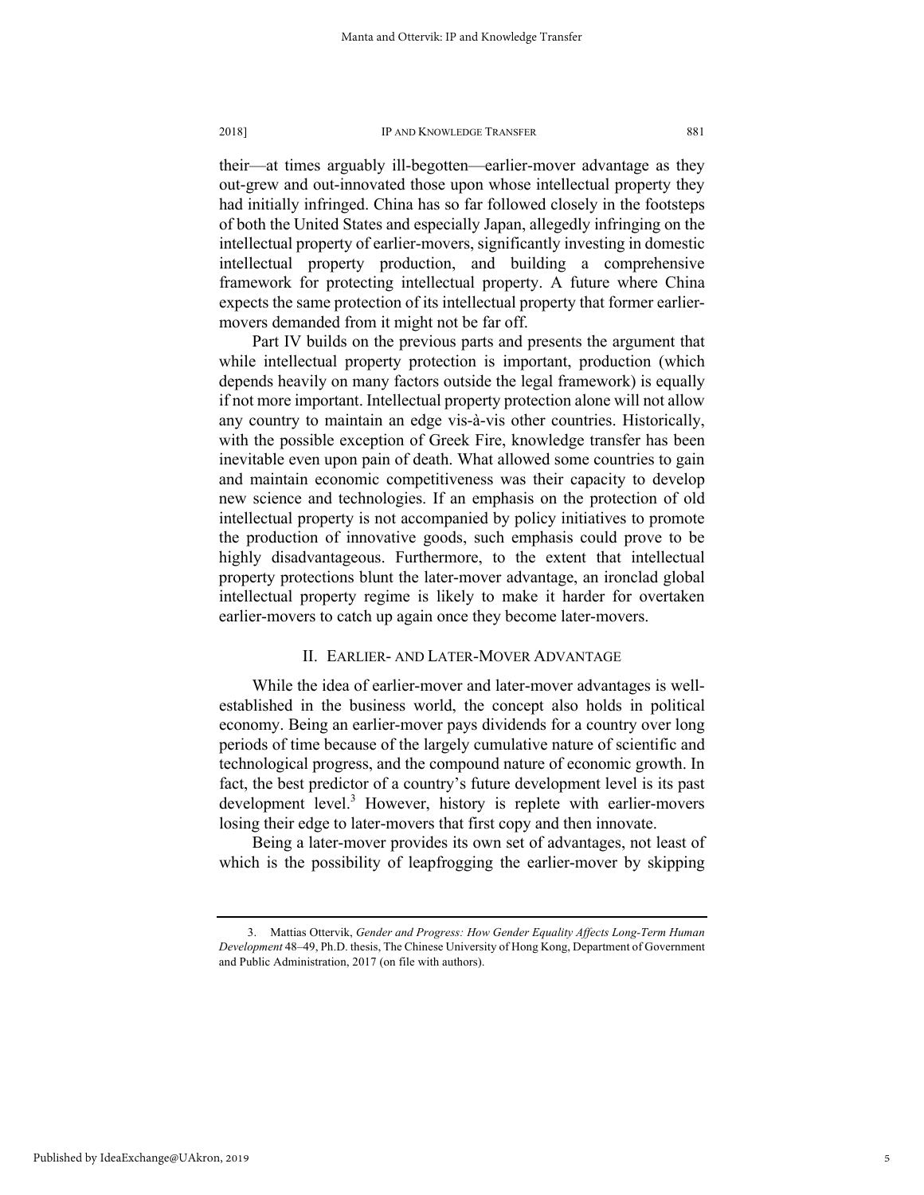their—at times arguably ill-begotten—earlier-mover advantage as they out-grew and out-innovated those upon whose intellectual property they had initially infringed. China has so far followed closely in the footsteps of both the United States and especially Japan, allegedly infringing on the intellectual property of earlier-movers, significantly investing in domestic intellectual property production, and building a comprehensive framework for protecting intellectual property. A future where China expects the same protection of its intellectual property that former earlier-movers demanded from it might not be far off.

Part IV builds on the previous parts and presents the argument that while intellectual property protection is important, production (which depends heavily on many factors outside the legal framework) is equally if not more important. Intellectual property protection alone will not allow any country to maintain an edge vis-à-vis other countries. Historically, with the possible exception of Greek Fire, knowledge transfer has been inevitable even upon pain of death. What allowed some countries to gain and maintain economic competitiveness was their capacity to develop new science and technologies. If an emphasis on the protection of old intellectual property is not accompanied by policy initiatives to promote the production of innovative goods, such emphasis could prove to be highly disadvantageous. Furthermore, to the extent that intellectual property protections blunt the later-mover advantage, an ironclad global intellectual property regime is likely to make it harder for overtaken earlier-movers to catch up again once they become later-movers.

## II. EARLIER- AND LATER-MOVER ADVANTAGE

While the idea of earlier-mover and later-mover advantages is well-established in the business world, the concept also holds in political economy. Being an earlier-mover pays dividends for a country over long periods of time because of the largely cumulative nature of scientific and technological progress, and the compound nature of economic growth. In fact, the best predictor of a country's future development level is its past development level.[3] However, history is replete with earlier-movers losing their edge to later-movers that first copy and then innovate.

Being a later-mover provides its own set of advantages, not least of which is the possibility of leapfrogging the earlier-mover by skipping

3. Mattias Ottervik, *Gender and Progress: How Gender Equality Affects Long-Term Human Development* 48–49, Ph.D. thesis, The Chinese University of Hong Kong, Department of Government and Public Administration, 2017 (on file with authors).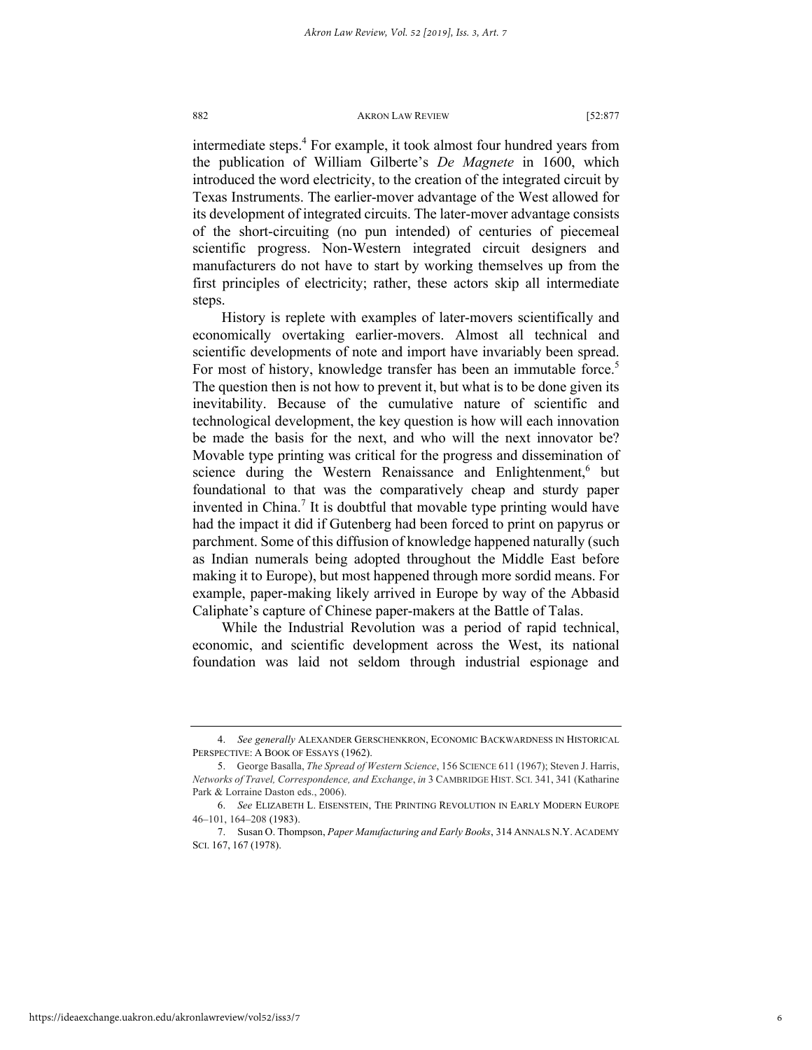intermediate steps.[4] For example, it took almost four hundred years from the publication of William Gilberte's *De Magnete* in 1600, which introduced the word electricity, to the creation of the integrated circuit by Texas Instruments. The earlier-mover advantage of the West allowed for its development of integrated circuits. The later-mover advantage consists of the short-circuiting (no pun intended) of centuries of piecemeal scientific progress. Non-Western integrated circuit designers and manufacturers do not have to start by working themselves up from the first principles of electricity; rather, these actors skip all intermediate steps.

History is replete with examples of later-movers scientifically and economically overtaking earlier-movers. Almost all technical and scientific developments of note and import have invariably been spread. For most of history, knowledge transfer has been an immutable force.[5] The question then is not how to prevent it, but what is to be done given its inevitability. Because of the cumulative nature of scientific and technological development, the key question is how will each innovation be made the basis for the next, and who will the next innovator be? Movable type printing was critical for the progress and dissemination of science during the Western Renaissance and Enlightenment,[6] but foundational to that was the comparatively cheap and sturdy paper invented in China.[7] It is doubtful that movable type printing would have had the impact it did if Gutenberg had been forced to print on papyrus or parchment. Some of this diffusion of knowledge happened naturally (such as Indian numerals being adopted throughout the Middle East before making it to Europe), but most happened through more sordid means. For example, paper-making likely arrived in Europe by way of the Abbasid Caliphate's capture of Chinese paper-makers at the Battle of Talas.

While the Industrial Revolution was a period of rapid technical, economic, and scientific development across the West, its national foundation was laid not seldom through industrial espionage and

---

4. *See generally* ALEXANDER GERSCHENKRON, ECONOMIC BACKWARDNESS IN HISTORICAL PERSPECTIVE: A BOOK OF ESSAYS (1962).

5. George Basalla, *The Spread of Western Science*, 156 SCIENCE 611 (1967); Steven J. Harris, *Networks of Travel, Correspondence, and Exchange*, *in* 3 CAMBRIDGE HIST. SCI. 341, 341 (Katharine Park & Lorraine Daston eds., 2006).

6. *See* ELIZABETH L. EISENSTEIN, THE PRINTING REVOLUTION IN EARLY MODERN EUROPE 46–101, 164–208 (1983).

7. Susan O. Thompson, *Paper Manufacturing and Early Books*, 314 ANNALS N.Y. ACADEMY SCI. 167, 167 (1978).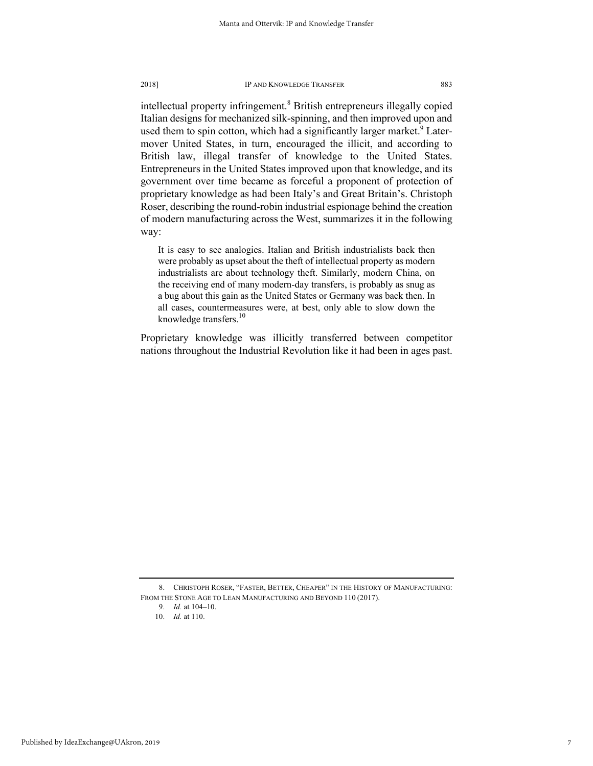intellectual property infringement.[8] British entrepreneurs illegally copied Italian designs for mechanized silk-spinning, and then improved upon and used them to spin cotton, which had a significantly larger market.[9] Later-mover United States, in turn, encouraged the illicit, and according to British law, illegal transfer of knowledge to the United States. Entrepreneurs in the United States improved upon that knowledge, and its government over time became as forceful a proponent of protection of proprietary knowledge as had been Italy's and Great Britain's. Christoph Roser, describing the round-robin industrial espionage behind the creation of modern manufacturing across the West, summarizes it in the following way:

> It is easy to see analogies. Italian and British industrialists back then were probably as upset about the theft of intellectual property as modern industrialists are about technology theft. Similarly, modern China, on the receiving end of many modern-day transfers, is probably as snug as a bug about this gain as the United States or Germany was back then. In all cases, countermeasures were, at best, only able to slow down the knowledge transfers.[10]

Proprietary knowledge was illicitly transferred between competitor nations throughout the Industrial Revolution like it had been in ages past.

---

8. CHRISTOPH ROSER, "FASTER, BETTER, CHEAPER" IN THE HISTORY OF MANUFACTURING: FROM THE STONE AGE TO LEAN MANUFACTURING AND BEYOND 110 (2017).

9. *Id.* at 104–10.

10. *Id.* at 110.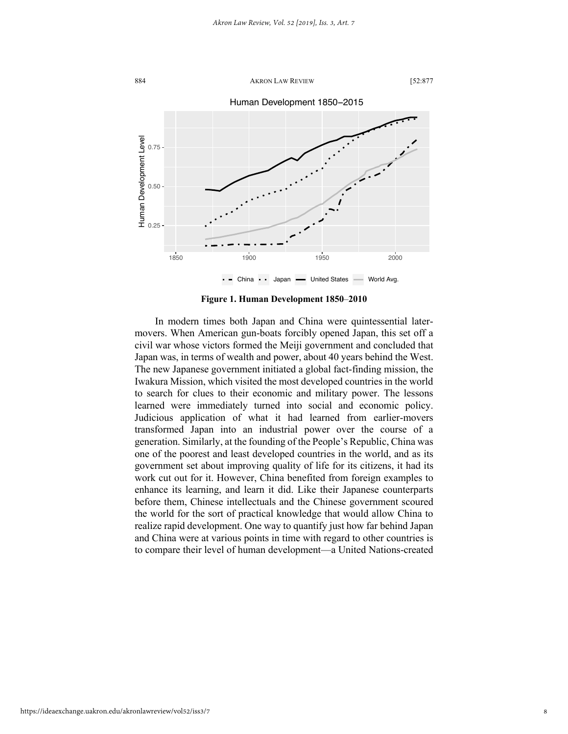**Figure 1. Human Development 1850–2010**

In modern times both Japan and China were quintessential later-movers. When American gun-boats forcibly opened Japan, this set off a civil war whose victors formed the Meiji government and concluded that Japan was, in terms of wealth and power, about 40 years behind the West. The new Japanese government initiated a global fact-finding mission, the Iwakura Mission, which visited the most developed countries in the world to search for clues to their economic and military power. The lessons learned were immediately turned into social and economic policy. Judicious application of what it had learned from earlier-movers transformed Japan into an industrial power over the course of a generation. Similarly, at the founding of the People's Republic, China was one of the poorest and least developed countries in the world, and as its government set about improving quality of life for its citizens, it had its work cut out for it. However, China benefited from foreign examples to enhance its learning, and learn it did. Like their Japanese counterparts before them, Chinese intellectuals and the Chinese government scoured the world for the sort of practical knowledge that would allow China to realize rapid development. One way to quantify just how far behind Japan and China were at various points in time with regard to other countries is to compare their level of human development—a United Nations-created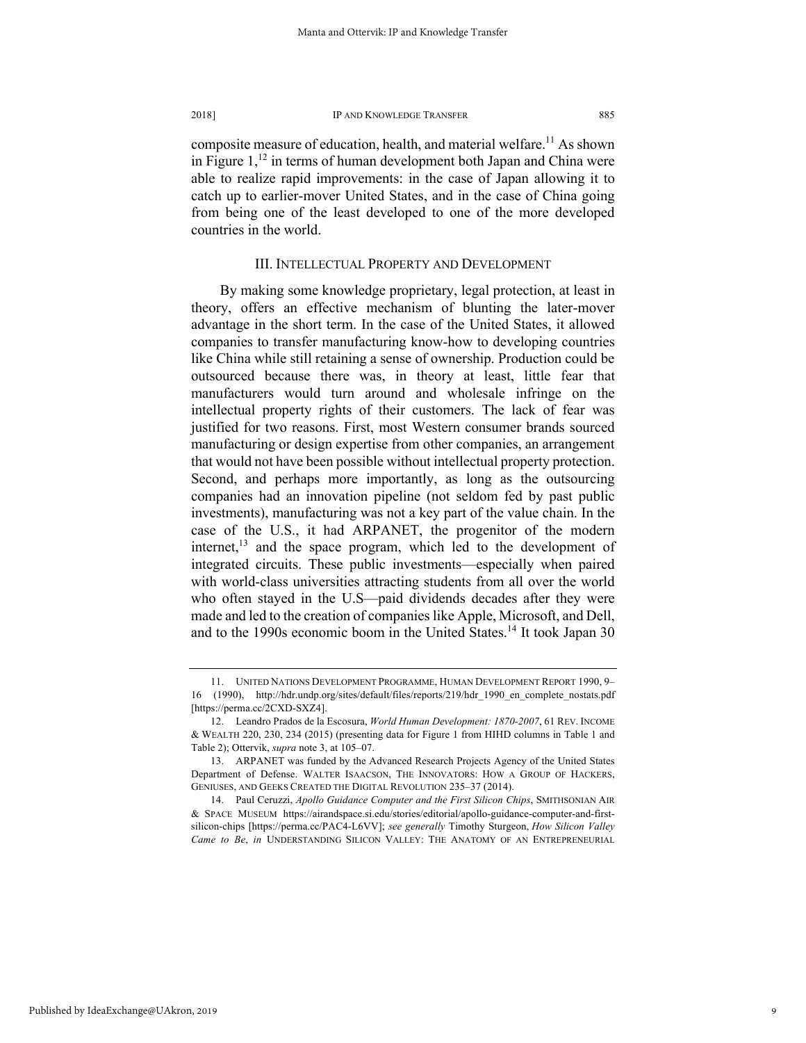composite measure of education, health, and material welfare.[11] As shown in Figure 1,[12] in terms of human development both Japan and China were able to realize rapid improvements: in the case of Japan allowing it to catch up to earlier-mover United States, and in the case of China going from being one of the least developed to one of the more developed countries in the world.

## III. INTELLECTUAL PROPERTY AND DEVELOPMENT

By making some knowledge proprietary, legal protection, at least in theory, offers an effective mechanism of blunting the later-mover advantage in the short term. In the case of the United States, it allowed companies to transfer manufacturing know-how to developing countries like China while still retaining a sense of ownership. Production could be outsourced because there was, in theory at least, little fear that manufacturers would turn around and wholesale infringe on the intellectual property rights of their customers. The lack of fear was justified for two reasons. First, most Western consumer brands sourced manufacturing or design expertise from other companies, an arrangement that would not have been possible without intellectual property protection. Second, and perhaps more importantly, as long as the outsourcing companies had an innovation pipeline (not seldom fed by past public investments), manufacturing was not a key part of the value chain. In the case of the U.S., it had ARPANET, the progenitor of the modern internet,[13] and the space program, which led to the development of integrated circuits. These public investments—especially when paired with world-class universities attracting students from all over the world who often stayed in the U.S—paid dividends decades after they were made and led to the creation of companies like Apple, Microsoft, and Dell, and to the 1990s economic boom in the United States.[14] It took Japan 30

---

11. UNITED NATIONS DEVELOPMENT PROGRAMME, HUMAN DEVELOPMENT REPORT 1990, 9–16 (1990), http://hdr.undp.org/sites/default/files/reports/219/hdr_1990_en_complete_nostats.pdf [https://perma.cc/2CXD-SXZ4].

12. Leandro Prados de la Escosura, *World Human Development: 1870-2007*, 61 REV. INCOME & WEALTH 220, 230, 234 (2015) (presenting data for Figure 1 from HIHD columns in Table 1 and Table 2); Ottervik, *supra* note 3, at 105–07.

13. ARPANET was funded by the Advanced Research Projects Agency of the United States Department of Defense. WALTER ISAACSON, THE INNOVATORS: HOW A GROUP OF HACKERS, GENIUSES, AND GEEKS CREATED THE DIGITAL REVOLUTION 235–37 (2014).

14. Paul Ceruzzi, *Apollo Guidance Computer and the First Silicon Chips*, SMITHSONIAN AIR & SPACE MUSEUM https://airandspace.si.edu/stories/editorial/apollo-guidance-computer-and-first-silicon-chips [https://perma.cc/PAC4-L6VV]; *see generally* Timothy Sturgeon, *How Silicon Valley Came to Be*, *in* UNDERSTANDING SILICON VALLEY: THE ANATOMY OF AN ENTREPRENEURIAL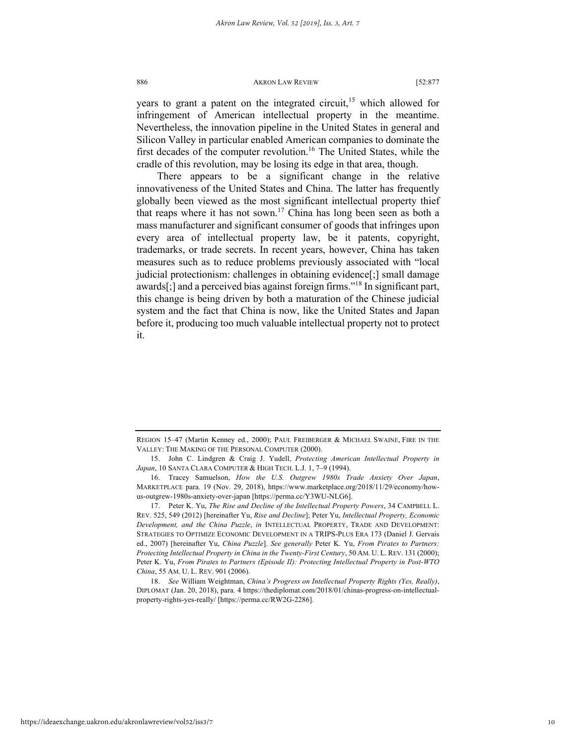years to grant a patent on the integrated circuit,[15] which allowed for infringement of American intellectual property in the meantime. Nevertheless, the innovation pipeline in the United States in general and Silicon Valley in particular enabled American companies to dominate the first decades of the computer revolution.[16] The United States, while the cradle of this revolution, may be losing its edge in that area, though.

There appears to be a significant change in the relative innovativeness of the United States and China. The latter has frequently globally been viewed as the most significant intellectual property thief that reaps where it has not sown.[17] China has long been seen as both a mass manufacturer and significant consumer of goods that infringes upon every area of intellectual property law, be it patents, copyright, trademarks, or trade secrets. In recent years, however, China has taken measures such as to reduce problems previously associated with "local judicial protectionism: challenges in obtaining evidence[;] small damage awards[;] and a perceived bias against foreign firms."[18] In significant part, this change is being driven by both a maturation of the Chinese judicial system and the fact that China is now, like the United States and Japan before it, producing too much valuable intellectual property not to protect it.

---

REGION 15–47 (Martin Kenney ed., 2000); PAUL FREIBERGER & MICHAEL SWAINE, FIRE IN THE VALLEY: THE MAKING OF THE PERSONAL COMPUTER (2000).

15. John C. Lindgren & Craig J. Yudell, *Protecting American Intellectual Property in Japan*, 10 SANTA CLARA COMPUTER & HIGH TECH. L.J. 1, 7–9 (1994).

16. Tracey Samuelson, *How the U.S. Outgrew 1980s Trade Anxiety Over Japan*, MARKETPLACE para. 19 (Nov. 29, 2018), https://www.marketplace.org/2018/11/29/economy/how-us-outgrew-1980s-anxiety-over-japan [https://perma.cc/Y3WU-NLG6].

17. Peter K. Yu, *The Rise and Decline of the Intellectual Property Powers*, 34 CAMPBELL L. REV. 525, 549 (2012) [hereinafter Yu, *Rise and Decline*]; Peter Yu, *Intellectual Property, Economic Development, and the China Puzzle*, *in* INTELLECTUAL PROPERTY, TRADE AND DEVELOPMENT: STRATEGIES TO OPTIMIZE ECONOMIC DEVELOPMENT IN A TRIPS-PLUS ERA 173 (Daniel J. Gervais ed., 2007) [hereinafter Yu, *China Puzzle*]. *See generally* Peter K. Yu, *From Pirates to Partners: Protecting Intellectual Property in China in the Twenty-First Century*, 50 AM. U. L. REV. 131 (2000); Peter K. Yu, *From Pirates to Partners (Episode II): Protecting Intellectual Property in Post-WTO China*, 55 AM. U. L. REV. 901 (2006).

18. *See* William Weightman, *China's Progress on Intellectual Property Rights (Yes, Really)*, DIPLOMAT (Jan. 20, 2018), para. 4 https://thediplomat.com/2018/01/chinas-progress-on-intellectual-property-rights-yes-really/ [https://perma.cc/RW2G-2286].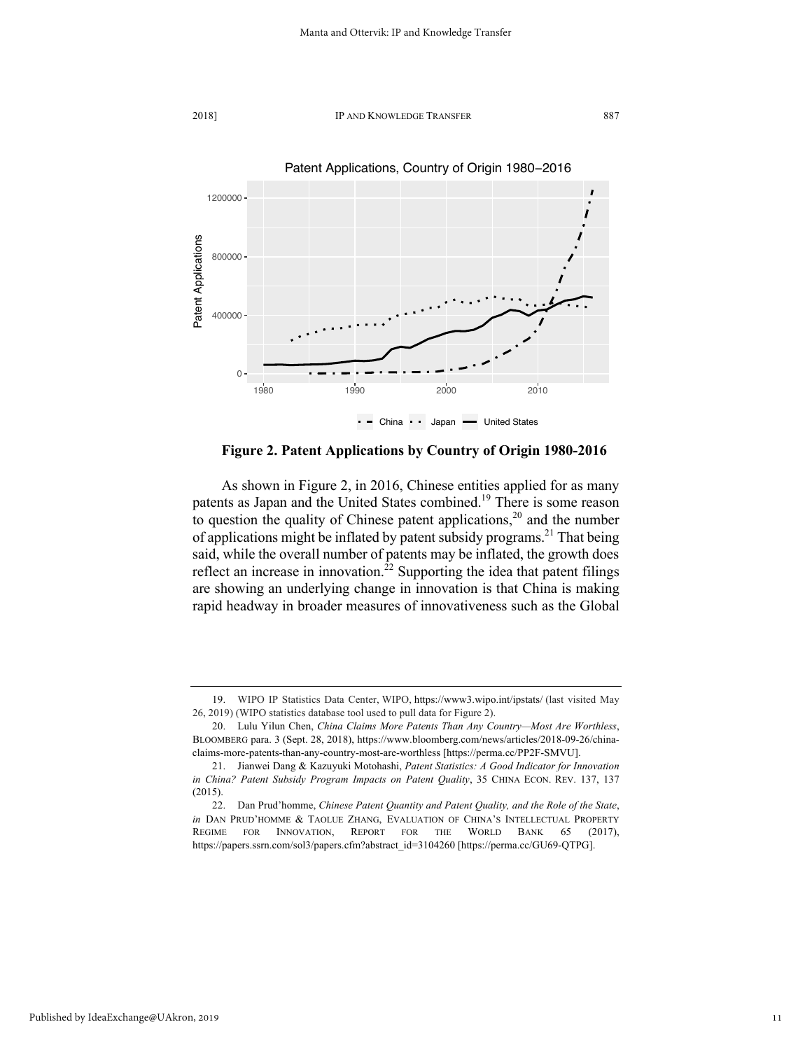**Figure 2. Patent Applications by Country of Origin 1980-2016**

As shown in Figure 2, in 2016, Chinese entities applied for as many patents as Japan and the United States combined.[19] There is some reason to question the quality of Chinese patent applications,[20] and the number of applications might be inflated by patent subsidy programs.[21] That being said, while the overall number of patents may be inflated, the growth does reflect an increase in innovation.[22] Supporting the idea that patent filings are showing an underlying change in innovation is that China is making rapid headway in broader measures of innovativeness such as the Global

---

19. WIPO IP Statistics Data Center, WIPO, https://www3.wipo.int/ipstats/ (last visited May 26, 2019) (WIPO statistics database tool used to pull data for Figure 2).

20. Lulu Yilun Chen, *China Claims More Patents Than Any Country—Most Are Worthless*, BLOOMBERG para. 3 (Sept. 28, 2018), https://www.bloomberg.com/news/articles/2018-09-26/china-claims-more-patents-than-any-country-most-are-worthless [https://perma.cc/PP2F-SMVU].

21. Jianwei Dang & Kazuyuki Motohashi, *Patent Statistics: A Good Indicator for Innovation in China? Patent Subsidy Program Impacts on Patent Quality*, 35 CHINA ECON. REV. 137, 137 (2015).

22. Dan Prud'homme, *Chinese Patent Quantity and Patent Quality, and the Role of the State*, *in* DAN PRUD'HOMME & TAOLUE ZHANG, EVALUATION OF CHINA'S INTELLECTUAL PROPERTY REGIME FOR INNOVATION, REPORT FOR THE WORLD BANK 65 (2017), https://papers.ssrn.com/sol3/papers.cfm?abstract_id=3104260 [https://perma.cc/GU69-QTPG].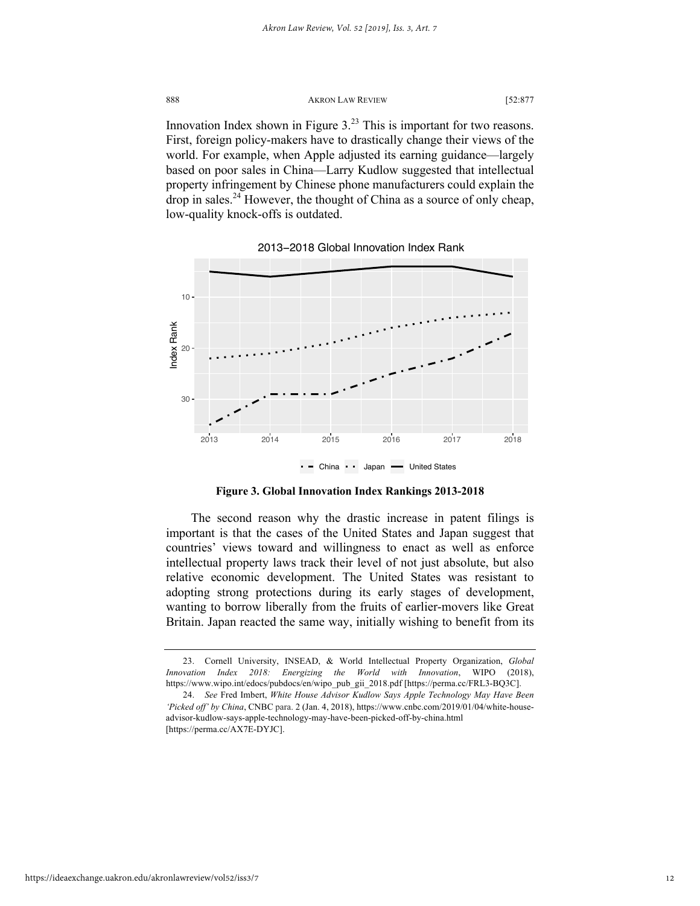Innovation Index shown in Figure 3.[23] This is important for two reasons. First, foreign policy-makers have to drastically change their views of the world. For example, when Apple adjusted its earning guidance—largely based on poor sales in China—Larry Kudlow suggested that intellectual property infringement by Chinese phone manufacturers could explain the drop in sales.[24] However, the thought of China as a source of only cheap, low-quality knock-offs is outdated.

**Figure 3. Global Innovation Index Rankings 2013-2018**

The second reason why the drastic increase in patent filings is important is that the cases of the United States and Japan suggest that countries' views toward and willingness to enact as well as enforce intellectual property laws track their level of not just absolute, but also relative economic development. The United States was resistant to adopting strong protections during its early stages of development, wanting to borrow liberally from the fruits of earlier-movers like Great Britain. Japan reacted the same way, initially wishing to benefit from its

---

23. Cornell University, INSEAD, & World Intellectual Property Organization, *Global Innovation Index 2018: Energizing the World with Innovation*, WIPO (2018), https://www.wipo.int/edocs/pubdocs/en/wipo_pub_gii_2018.pdf [https://perma.cc/FRL3-BQ3C].

24. *See* Fred Imbert, *White House Advisor Kudlow Says Apple Technology May Have Been 'Picked off' by China*, CNBC para. 2 (Jan. 4, 2018), https://www.cnbc.com/2019/01/04/white-house-advisor-kudlow-says-apple-technology-may-have-been-picked-off-by-china.html [https://perma.cc/AX7E-DYJC].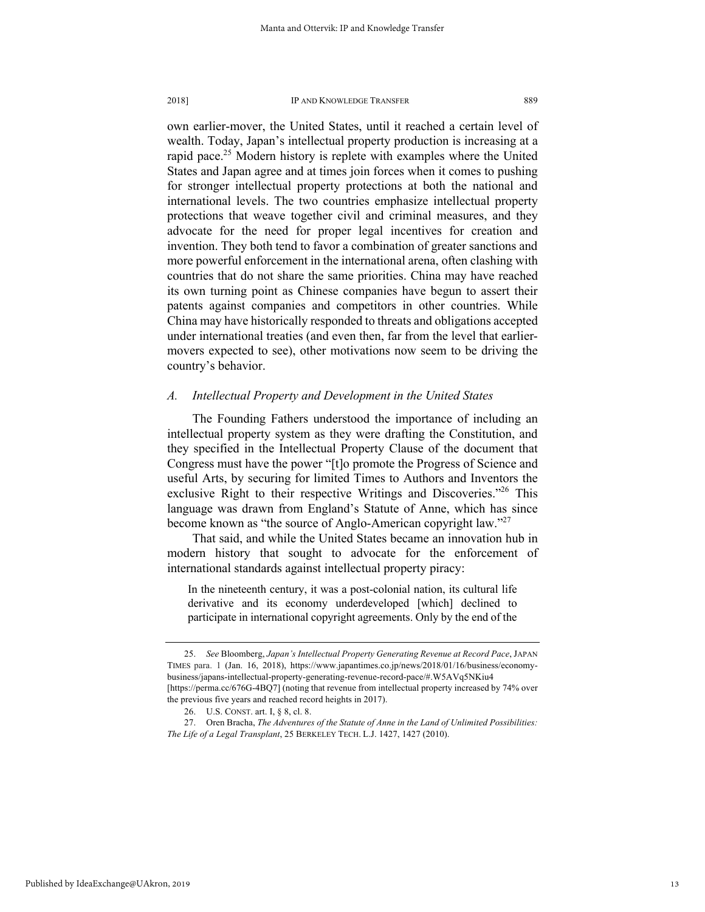own earlier-mover, the United States, until it reached a certain level of wealth. Today, Japan's intellectual property production is increasing at a rapid pace.[25] Modern history is replete with examples where the United States and Japan agree and at times join forces when it comes to pushing for stronger intellectual property protections at both the national and international levels. The two countries emphasize intellectual property protections that weave together civil and criminal measures, and they advocate for the need for proper legal incentives for creation and invention. They both tend to favor a combination of greater sanctions and more powerful enforcement in the international arena, often clashing with countries that do not share the same priorities. China may have reached its own turning point as Chinese companies have begun to assert their patents against companies and competitors in other countries. While China may have historically responded to threats and obligations accepted under international treaties (and even then, far from the level that earlier-movers expected to see), other motivations now seem to be driving the country's behavior.

### *A. Intellectual Property and Development in the United States*

The Founding Fathers understood the importance of including an intellectual property system as they were drafting the Constitution, and they specified in the Intellectual Property Clause of the document that Congress must have the power "[t]o promote the Progress of Science and useful Arts, by securing for limited Times to Authors and Inventors the exclusive Right to their respective Writings and Discoveries."[26] This language was drawn from England's Statute of Anne, which has since become known as "the source of Anglo-American copyright law."[27]

That said, and while the United States became an innovation hub in modern history that sought to advocate for the enforcement of international standards against intellectual property piracy:

> In the nineteenth century, it was a post-colonial nation, its cultural life derivative and its economy underdeveloped [which] declined to participate in international copyright agreements. Only by the end of the

---

25. *See* Bloomberg, *Japan's Intellectual Property Generating Revenue at Record Pace*, JAPAN TIMES para. 1 (Jan. 16, 2018), https://www.japantimes.co.jp/news/2018/01/16/business/economy-business/japans-intellectual-property-generating-revenue-record-pace/#.W5AVq5NKiu4 [https://perma.cc/676G-4BQ7] (noting that revenue from intellectual property increased by 74% over the previous five years and reached record heights in 2017).

26. U.S. CONST. art. I, § 8, cl. 8.

27. Oren Bracha, *The Adventures of the Statute of Anne in the Land of Unlimited Possibilities: The Life of a Legal Transplant*, 25 BERKELEY TECH. L.J. 1427, 1427 (2010).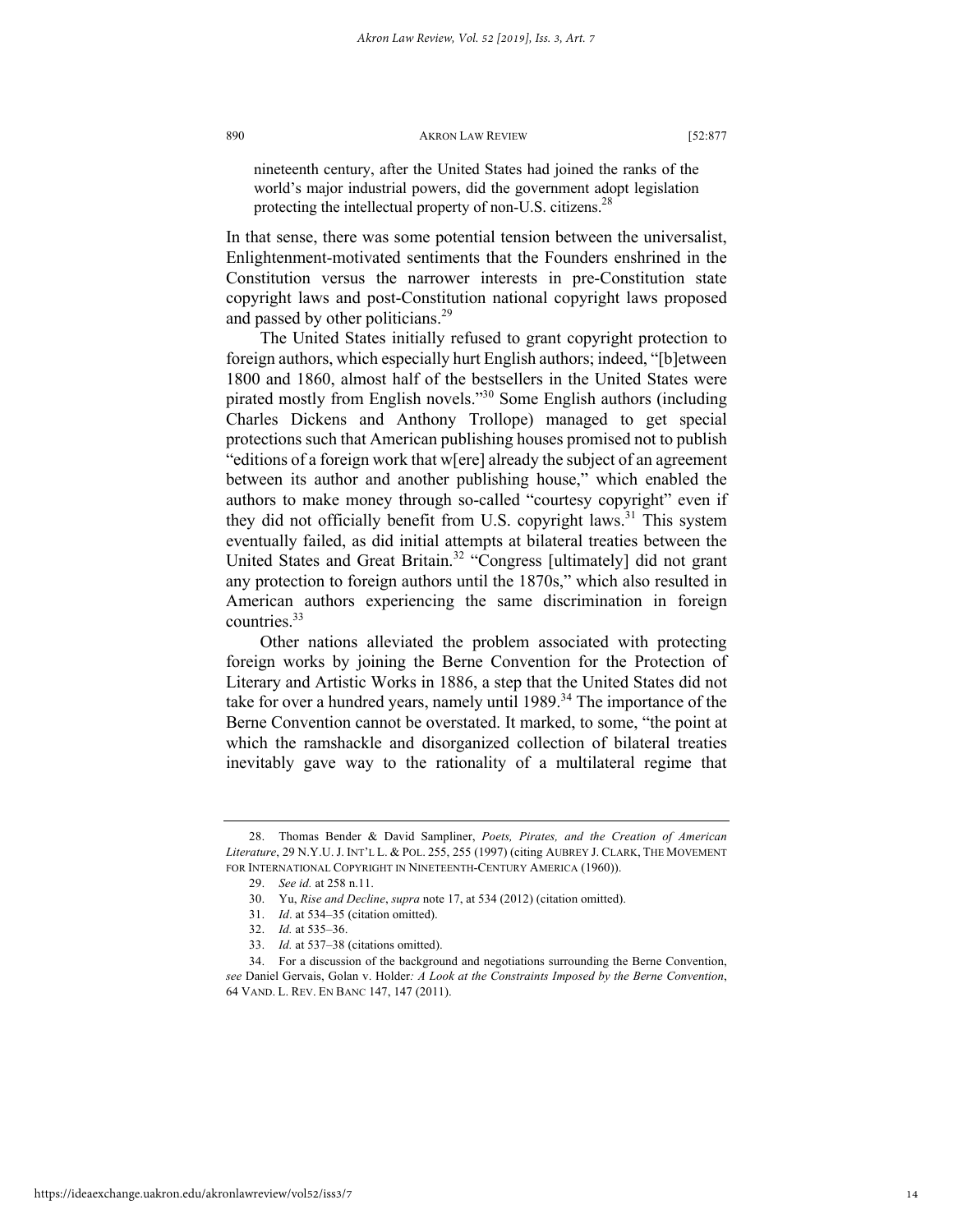> nineteenth century, after the United States had joined the ranks of the world's major industrial powers, did the government adopt legislation protecting the intellectual property of non-U.S. citizens.[28]

In that sense, there was some potential tension between the universalist, Enlightenment-motivated sentiments that the Founders enshrined in the Constitution versus the narrower interests in pre-Constitution state copyright laws and post-Constitution national copyright laws proposed and passed by other politicians.[29]

The United States initially refused to grant copyright protection to foreign authors, which especially hurt English authors; indeed, "[b]etween 1800 and 1860, almost half of the bestsellers in the United States were pirated mostly from English novels."[30] Some English authors (including Charles Dickens and Anthony Trollope) managed to get special protections such that American publishing houses promised not to publish "editions of a foreign work that w[ere] already the subject of an agreement between its author and another publishing house," which enabled the authors to make money through so-called "courtesy copyright" even if they did not officially benefit from U.S. copyright laws.[31] This system eventually failed, as did initial attempts at bilateral treaties between the United States and Great Britain.[32] "Congress [ultimately] did not grant any protection to foreign authors until the 1870s," which also resulted in American authors experiencing the same discrimination in foreign countries.[33]

Other nations alleviated the problem associated with protecting foreign works by joining the Berne Convention for the Protection of Literary and Artistic Works in 1886, a step that the United States did not take for over a hundred years, namely until 1989.[34] The importance of the Berne Convention cannot be overstated. It marked, to some, "the point at which the ramshackle and disorganized collection of bilateral treaties inevitably gave way to the rationality of a multilateral regime that

---

28. Thomas Bender & David Sampliner, *Poets, Pirates, and the Creation of American Literature*, 29 N.Y.U. J. INT'L L. & POL. 255, 255 (1997) (citing AUBREY J. CLARK, THE MOVEMENT FOR INTERNATIONAL COPYRIGHT IN NINETEENTH-CENTURY AMERICA (1960)).

29. *See id.* at 258 n.11.

30. Yu, *Rise and Decline*, *supra* note 17, at 534 (2012) (citation omitted).

31. *Id*. at 534–35 (citation omitted).

32. *Id.* at 535–36.

33. *Id.* at 537–38 (citations omitted).

34. For a discussion of the background and negotiations surrounding the Berne Convention, *see* Daniel Gervais, Golan v. Holder*: A Look at the Constraints Imposed by the Berne Convention*, 64 VAND. L. REV. EN BANC 147, 147 (2011).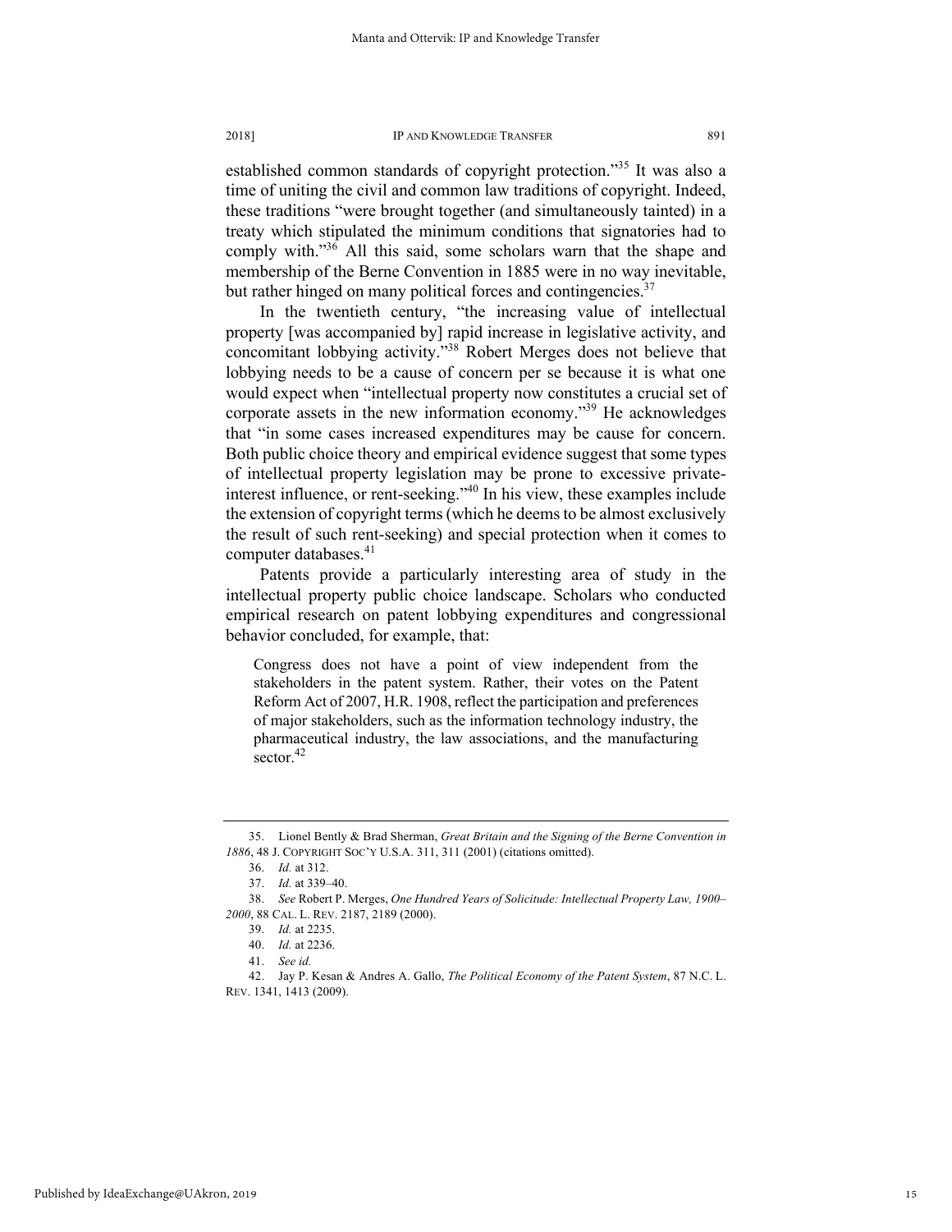established common standards of copyright protection."[35] It was also a time of uniting the civil and common law traditions of copyright. Indeed, these traditions "were brought together (and simultaneously tainted) in a treaty which stipulated the minimum conditions that signatories had to comply with."[36] All this said, some scholars warn that the shape and membership of the Berne Convention in 1885 were in no way inevitable, but rather hinged on many political forces and contingencies.[37]

In the twentieth century, "the increasing value of intellectual property [was accompanied by] rapid increase in legislative activity, and concomitant lobbying activity."[38] Robert Merges does not believe that lobbying needs to be a cause of concern per se because it is what one would expect when "intellectual property now constitutes a crucial set of corporate assets in the new information economy."[39] He acknowledges that "in some cases increased expenditures may be cause for concern. Both public choice theory and empirical evidence suggest that some types of intellectual property legislation may be prone to excessive private-interest influence, or rent-seeking."[40] In his view, these examples include the extension of copyright terms (which he deems to be almost exclusively the result of such rent-seeking) and special protection when it comes to computer databases.[41]

Patents provide a particularly interesting area of study in the intellectual property public choice landscape. Scholars who conducted empirical research on patent lobbying expenditures and congressional behavior concluded, for example, that:

> Congress does not have a point of view independent from the stakeholders in the patent system. Rather, their votes on the Patent Reform Act of 2007, H.R. 1908, reflect the participation and preferences of major stakeholders, such as the information technology industry, the pharmaceutical industry, the law associations, and the manufacturing sector.[42]

---

35. Lionel Bently & Brad Sherman, *Great Britain and the Signing of the Berne Convention in 1886*, 48 J. COPYRIGHT SOC'Y U.S.A. 311, 311 (2001) (citations omitted).

36. *Id.* at 312.

37. *Id.* at 339–40.

38. *See* Robert P. Merges, *One Hundred Years of Solicitude: Intellectual Property Law, 1900–2000*, 88 CAL. L. REV. 2187, 2189 (2000).

39. *Id.* at 2235.

40. *Id.* at 2236.

41. *See id.*

42. Jay P. Kesan & Andres A. Gallo, *The Political Economy of the Patent System*, 87 N.C. L. REV. 1341, 1413 (2009).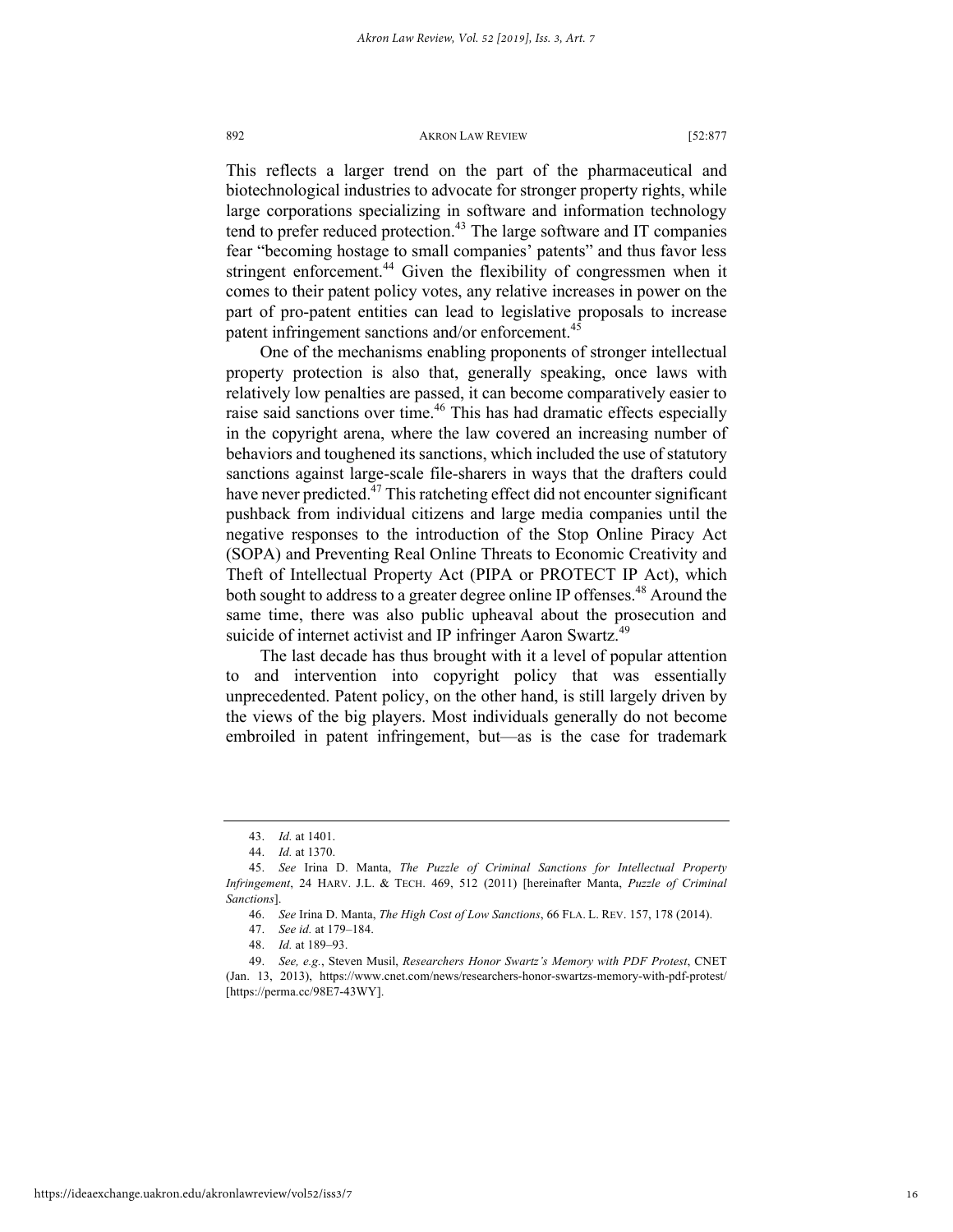This reflects a larger trend on the part of the pharmaceutical and biotechnological industries to advocate for stronger property rights, while large corporations specializing in software and information technology tend to prefer reduced protection.[43] The large software and IT companies fear "becoming hostage to small companies' patents" and thus favor less stringent enforcement.[44] Given the flexibility of congressmen when it comes to their patent policy votes, any relative increases in power on the part of pro-patent entities can lead to legislative proposals to increase patent infringement sanctions and/or enforcement.[45]

One of the mechanisms enabling proponents of stronger intellectual property protection is also that, generally speaking, once laws with relatively low penalties are passed, it can become comparatively easier to raise said sanctions over time.[46] This has had dramatic effects especially in the copyright arena, where the law covered an increasing number of behaviors and toughened its sanctions, which included the use of statutory sanctions against large-scale file-sharers in ways that the drafters could have never predicted.[47] This ratcheting effect did not encounter significant pushback from individual citizens and large media companies until the negative responses to the introduction of the Stop Online Piracy Act (SOPA) and Preventing Real Online Threats to Economic Creativity and Theft of Intellectual Property Act (PIPA or PROTECT IP Act), which both sought to address to a greater degree online IP offenses.[48] Around the same time, there was also public upheaval about the prosecution and suicide of internet activist and IP infringer Aaron Swartz.[49]

The last decade has thus brought with it a level of popular attention to and intervention into copyright policy that was essentially unprecedented. Patent policy, on the other hand, is still largely driven by the views of the big players. Most individuals generally do not become embroiled in patent infringement, but—as is the case for trademark

---

43. *Id.* at 1401.

44. *Id.* at 1370.

45. *See* Irina D. Manta, *The Puzzle of Criminal Sanctions for Intellectual Property Infringement*, 24 HARV. J.L. & TECH. 469, 512 (2011) [hereinafter Manta, *Puzzle of Criminal Sanctions*].

46. *See* Irina D. Manta, *The High Cost of Low Sanctions*, 66 FLA. L. REV. 157, 178 (2014).

47. *See id.* at 179–184.

48. *Id.* at 189–93.

49. *See, e.g.*, Steven Musil, *Researchers Honor Swartz's Memory with PDF Protest*, CNET (Jan. 13, 2013), https://www.cnet.com/news/researchers-honor-swartzs-memory-with-pdf-protest/ [https://perma.cc/98E7-43WY].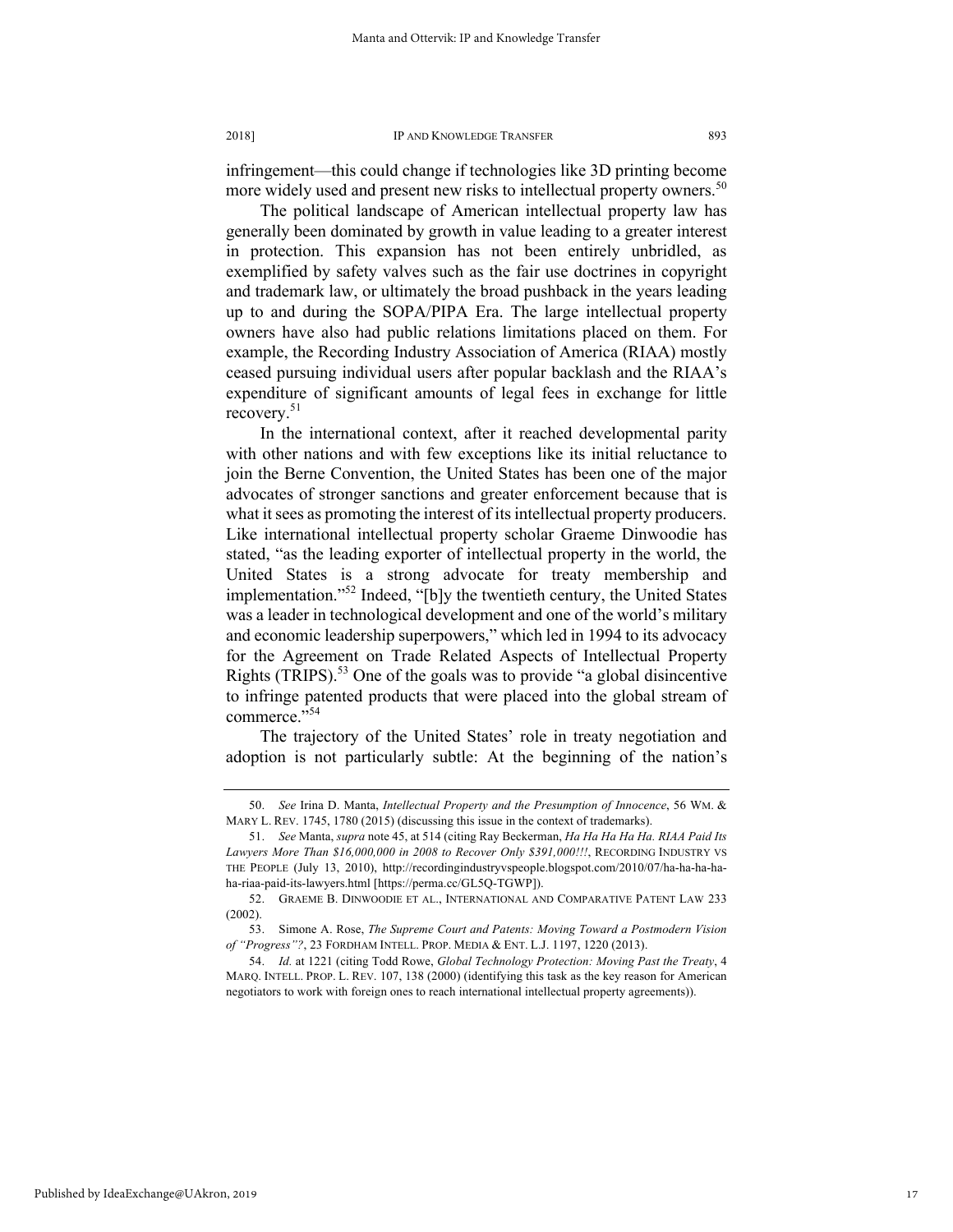infringement—this could change if technologies like 3D printing become more widely used and present new risks to intellectual property owners.[50]

The political landscape of American intellectual property law has generally been dominated by growth in value leading to a greater interest in protection. This expansion has not been entirely unbridled, as exemplified by safety valves such as the fair use doctrines in copyright and trademark law, or ultimately the broad pushback in the years leading up to and during the SOPA/PIPA Era. The large intellectual property owners have also had public relations limitations placed on them. For example, the Recording Industry Association of America (RIAA) mostly ceased pursuing individual users after popular backlash and the RIAA's expenditure of significant amounts of legal fees in exchange for little recovery.[51]

In the international context, after it reached developmental parity with other nations and with few exceptions like its initial reluctance to join the Berne Convention, the United States has been one of the major advocates of stronger sanctions and greater enforcement because that is what it sees as promoting the interest of its intellectual property producers. Like international intellectual property scholar Graeme Dinwoodie has stated, "as the leading exporter of intellectual property in the world, the United States is a strong advocate for treaty membership and implementation."[52] Indeed, "[b]y the twentieth century, the United States was a leader in technological development and one of the world's military and economic leadership superpowers," which led in 1994 to its advocacy for the Agreement on Trade Related Aspects of Intellectual Property Rights (TRIPS).[53] One of the goals was to provide "a global disincentive to infringe patented products that were placed into the global stream of commerce."[54]

The trajectory of the United States' role in treaty negotiation and adoption is not particularly subtle: At the beginning of the nation's

---

50. *See* Irina D. Manta, *Intellectual Property and the Presumption of Innocence*, 56 WM. & MARY L. REV. 1745, 1780 (2015) (discussing this issue in the context of trademarks).

51. *See* Manta, *supra* note 45, at 514 (citing Ray Beckerman, *Ha Ha Ha Ha Ha. RIAA Paid Its Lawyers More Than $16,000,000 in 2008 to Recover Only $391,000!!!*, RECORDING INDUSTRY VS THE PEOPLE (July 13, 2010), http://recordingindustryvspeople.blogspot.com/2010/07/ha-ha-ha-ha-ha-riaa-paid-its-lawyers.html [https://perma.cc/GL5Q-TGWP]).

52. GRAEME B. DINWOODIE ET AL., INTERNATIONAL AND COMPARATIVE PATENT LAW 233 (2002).

53. Simone A. Rose, *The Supreme Court and Patents: Moving Toward a Postmodern Vision of "Progress"?*, 23 FORDHAM INTELL. PROP. MEDIA & ENT. L.J. 1197, 1220 (2013).

54. *Id.* at 1221 (citing Todd Rowe, *Global Technology Protection: Moving Past the Treaty*, 4 MARQ. INTELL. PROP. L. REV. 107, 138 (2000) (identifying this task as the key reason for American negotiators to work with foreign ones to reach international intellectual property agreements)).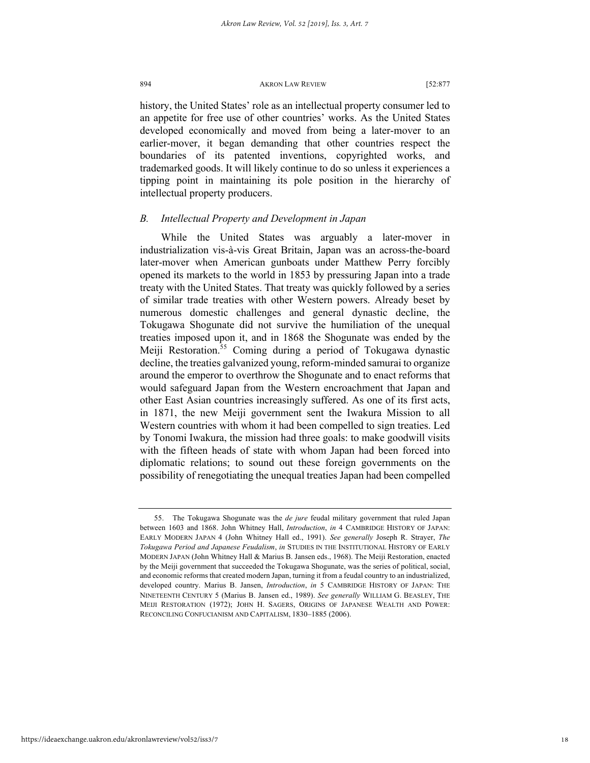history, the United States' role as an intellectual property consumer led to an appetite for free use of other countries' works. As the United States developed economically and moved from being a later-mover to an earlier-mover, it began demanding that other countries respect the boundaries of its patented inventions, copyrighted works, and trademarked goods. It will likely continue to do so unless it experiences a tipping point in maintaining its pole position in the hierarchy of intellectual property producers.

### *B. Intellectual Property and Development in Japan*

While the United States was arguably a later-mover in industrialization vis-à-vis Great Britain, Japan was an across-the-board later-mover when American gunboats under Matthew Perry forcibly opened its markets to the world in 1853 by pressuring Japan into a trade treaty with the United States. That treaty was quickly followed by a series of similar trade treaties with other Western powers. Already beset by numerous domestic challenges and general dynastic decline, the Tokugawa Shogunate did not survive the humiliation of the unequal treaties imposed upon it, and in 1868 the Shogunate was ended by the Meiji Restoration.[55] Coming during a period of Tokugawa dynastic decline, the treaties galvanized young, reform-minded samurai to organize around the emperor to overthrow the Shogunate and to enact reforms that would safeguard Japan from the Western encroachment that Japan and other East Asian countries increasingly suffered. As one of its first acts, in 1871, the new Meiji government sent the Iwakura Mission to all Western countries with whom it had been compelled to sign treaties. Led by Tonomi Iwakura, the mission had three goals: to make goodwill visits with the fifteen heads of state with whom Japan had been forced into diplomatic relations; to sound out these foreign governments on the possibility of renegotiating the unequal treaties Japan had been compelled

---

55. The Tokugawa Shogunate was the *de jure* feudal military government that ruled Japan between 1603 and 1868. John Whitney Hall, *Introduction*, *in* 4 CAMBRIDGE HISTORY OF JAPAN: EARLY MODERN JAPAN 4 (John Whitney Hall ed., 1991). *See generally* Joseph R. Strayer, *The Tokugawa Period and Japanese Feudalism*, *in* STUDIES IN THE INSTITUTIONAL HISTORY OF EARLY MODERN JAPAN (John Whitney Hall & Marius B. Jansen eds., 1968). The Meiji Restoration, enacted by the Meiji government that succeeded the Tokugawa Shogunate, was the series of political, social, and economic reforms that created modern Japan, turning it from a feudal country to an industrialized, developed country. Marius B. Jansen, *Introduction*, *in* 5 CAMBRIDGE HISTORY OF JAPAN: THE NINETEENTH CENTURY 5 (Marius B. Jansen ed., 1989). *See generally* WILLIAM G. BEASLEY, THE MEIJI RESTORATION (1972); JOHN H. SAGERS, ORIGINS OF JAPANESE WEALTH AND POWER: RECONCILING CONFUCIANISM AND CAPITALISM, 1830–1885 (2006).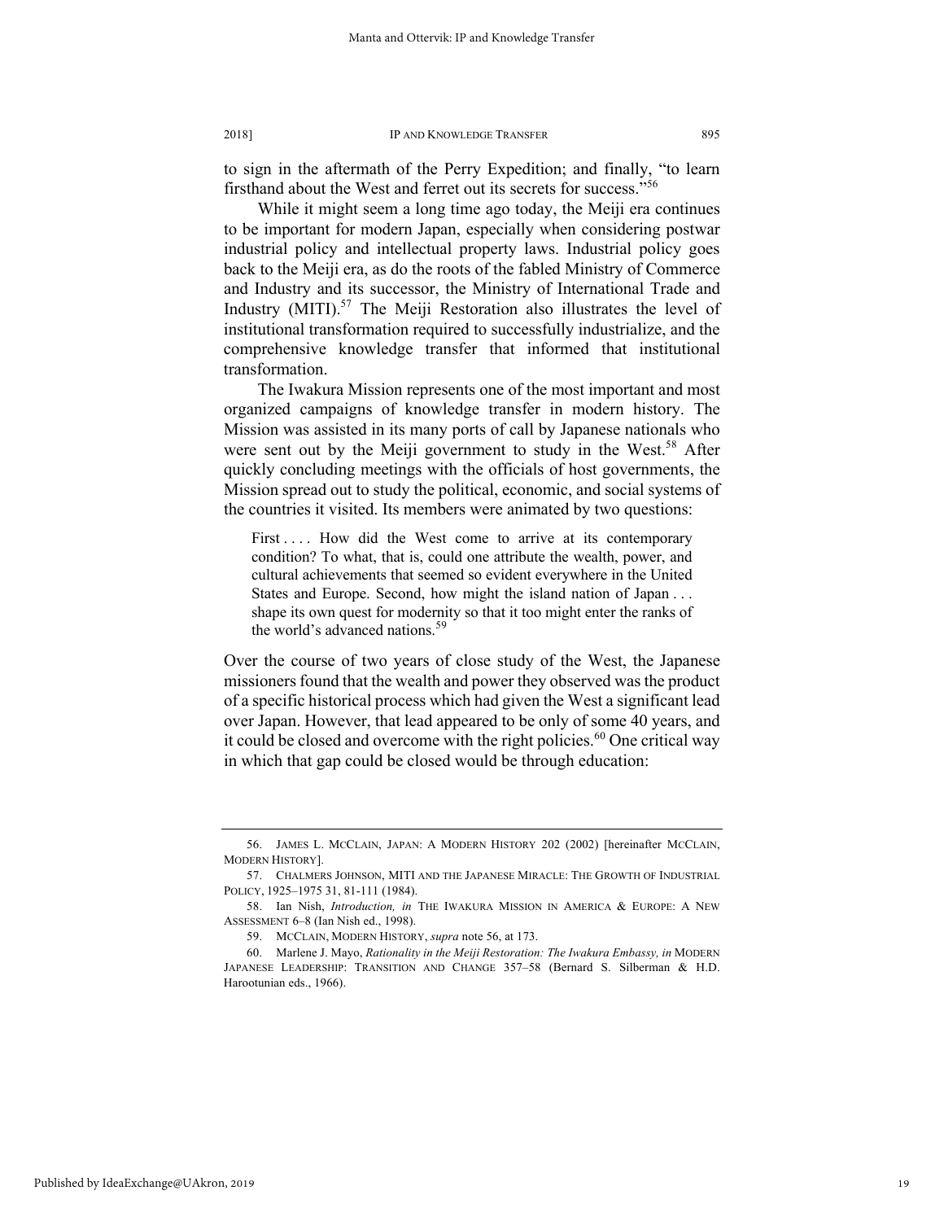to sign in the aftermath of the Perry Expedition; and finally, "to learn firsthand about the West and ferret out its secrets for success."[56]

While it might seem a long time ago today, the Meiji era continues to be important for modern Japan, especially when considering postwar industrial policy and intellectual property laws. Industrial policy goes back to the Meiji era, as do the roots of the fabled Ministry of Commerce and Industry and its successor, the Ministry of International Trade and Industry (MITI).[57] The Meiji Restoration also illustrates the level of institutional transformation required to successfully industrialize, and the comprehensive knowledge transfer that informed that institutional transformation.

The Iwakura Mission represents one of the most important and most organized campaigns of knowledge transfer in modern history. The Mission was assisted in its many ports of call by Japanese nationals who were sent out by the Meiji government to study in the West.[58] After quickly concluding meetings with the officials of host governments, the Mission spread out to study the political, economic, and social systems of the countries it visited. Its members were animated by two questions:

> First . . . . How did the West come to arrive at its contemporary condition? To what, that is, could one attribute the wealth, power, and cultural achievements that seemed so evident everywhere in the United States and Europe. Second, how might the island nation of Japan . . . shape its own quest for modernity so that it too might enter the ranks of the world's advanced nations.[59]

Over the course of two years of close study of the West, the Japanese missioners found that the wealth and power they observed was the product of a specific historical process which had given the West a significant lead over Japan. However, that lead appeared to be only of some 40 years, and it could be closed and overcome with the right policies.[60] One critical way in which that gap could be closed would be through education:

---

56. JAMES L. MCCLAIN, JAPAN: A MODERN HISTORY 202 (2002) [hereinafter MCCLAIN, MODERN HISTORY].

57. CHALMERS JOHNSON, MITI AND THE JAPANESE MIRACLE: THE GROWTH OF INDUSTRIAL POLICY, 1925–1975 31, 81-111 (1984).

58. Ian Nish, *Introduction, in* THE IWAKURA MISSION IN AMERICA & EUROPE: A NEW ASSESSMENT 6–8 (Ian Nish ed., 1998).

59. MCCLAIN, MODERN HISTORY, *supra* note 56, at 173.

60. Marlene J. Mayo, *Rationality in the Meiji Restoration: The Iwakura Embassy, in* MODERN JAPANESE LEADERSHIP: TRANSITION AND CHANGE 357–58 (Bernard S. Silberman & H.D. Harootunian eds., 1966).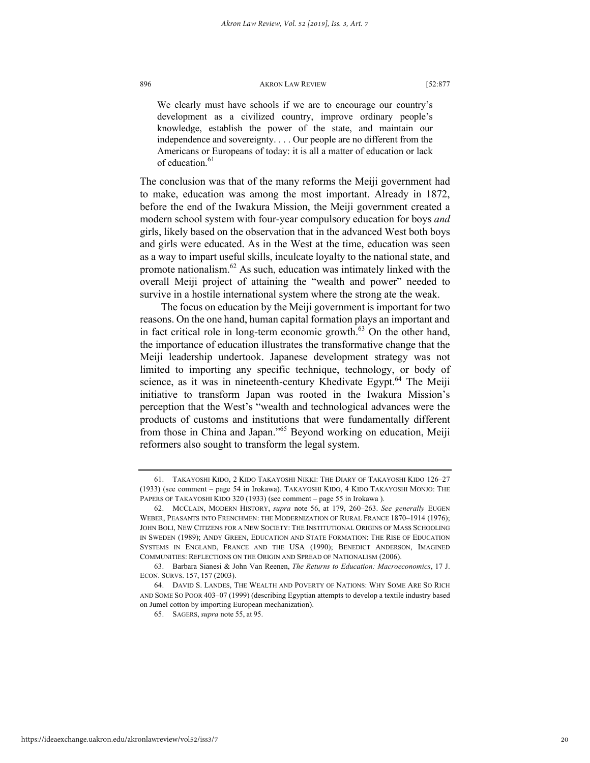> We clearly must have schools if we are to encourage our country's development as a civilized country, improve ordinary people's knowledge, establish the power of the state, and maintain our independence and sovereignty. . . . Our people are no different from the Americans or Europeans of today: it is all a matter of education or lack of education.[61]

The conclusion was that of the many reforms the Meiji government had to make, education was among the most important. Already in 1872, before the end of the Iwakura Mission, the Meiji government created a modern school system with four-year compulsory education for boys *and* girls, likely based on the observation that in the advanced West both boys and girls were educated. As in the West at the time, education was seen as a way to impart useful skills, inculcate loyalty to the national state, and promote nationalism.[62] As such, education was intimately linked with the overall Meiji project of attaining the "wealth and power" needed to survive in a hostile international system where the strong ate the weak.

The focus on education by the Meiji government is important for two reasons. On the one hand, human capital formation plays an important and in fact critical role in long-term economic growth.[63] On the other hand, the importance of education illustrates the transformative change that the Meiji leadership undertook. Japanese development strategy was not limited to importing any specific technique, technology, or body of science, as it was in nineteenth-century Khedivate Egypt.[64] The Meiji initiative to transform Japan was rooted in the Iwakura Mission's perception that the West's "wealth and technological advances were the products of customs and institutions that were fundamentally different from those in China and Japan."[65] Beyond working on education, Meiji reformers also sought to transform the legal system.

---

61. TAKAYOSHI KIDO, 2 KIDO TAKAYOSHI NIKKI: THE DIARY OF TAKAYOSHI KIDO 126–27 (1933) (see comment – page 54 in Irokawa). TAKAYOSHI KIDO, 4 KIDO TAKAYOSHI MONJO: THE PAPERS OF TAKAYOSHI KIDO 320 (1933) (see comment – page 55 in Irokawa ).

62. MCCLAIN, MODERN HISTORY, *supra* note 56, at 179, 260–263. *See generally* EUGEN WEBER, PEASANTS INTO FRENCHMEN: THE MODERNIZATION OF RURAL FRANCE 1870–1914 (1976); JOHN BOLI, NEW CITIZENS FOR A NEW SOCIETY: THE INSTITUTIONAL ORIGINS OF MASS SCHOOLING IN SWEDEN (1989); ANDY GREEN, EDUCATION AND STATE FORMATION: THE RISE OF EDUCATION SYSTEMS IN ENGLAND, FRANCE AND THE USA (1990); BENEDICT ANDERSON, IMAGINED COMMUNITIES: REFLECTIONS ON THE ORIGIN AND SPREAD OF NATIONALISM (2006).

63. Barbara Sianesi & John Van Reenen, *The Returns to Education: Macroeconomics*, 17 J. ECON. SURVS. 157, 157 (2003).

64. DAVID S. LANDES, THE WEALTH AND POVERTY OF NATIONS: WHY SOME ARE SO RICH AND SOME SO POOR 403–07 (1999) (describing Egyptian attempts to develop a textile industry based on Jumel cotton by importing European mechanization).

65. SAGERS, *supra* note 55, at 95.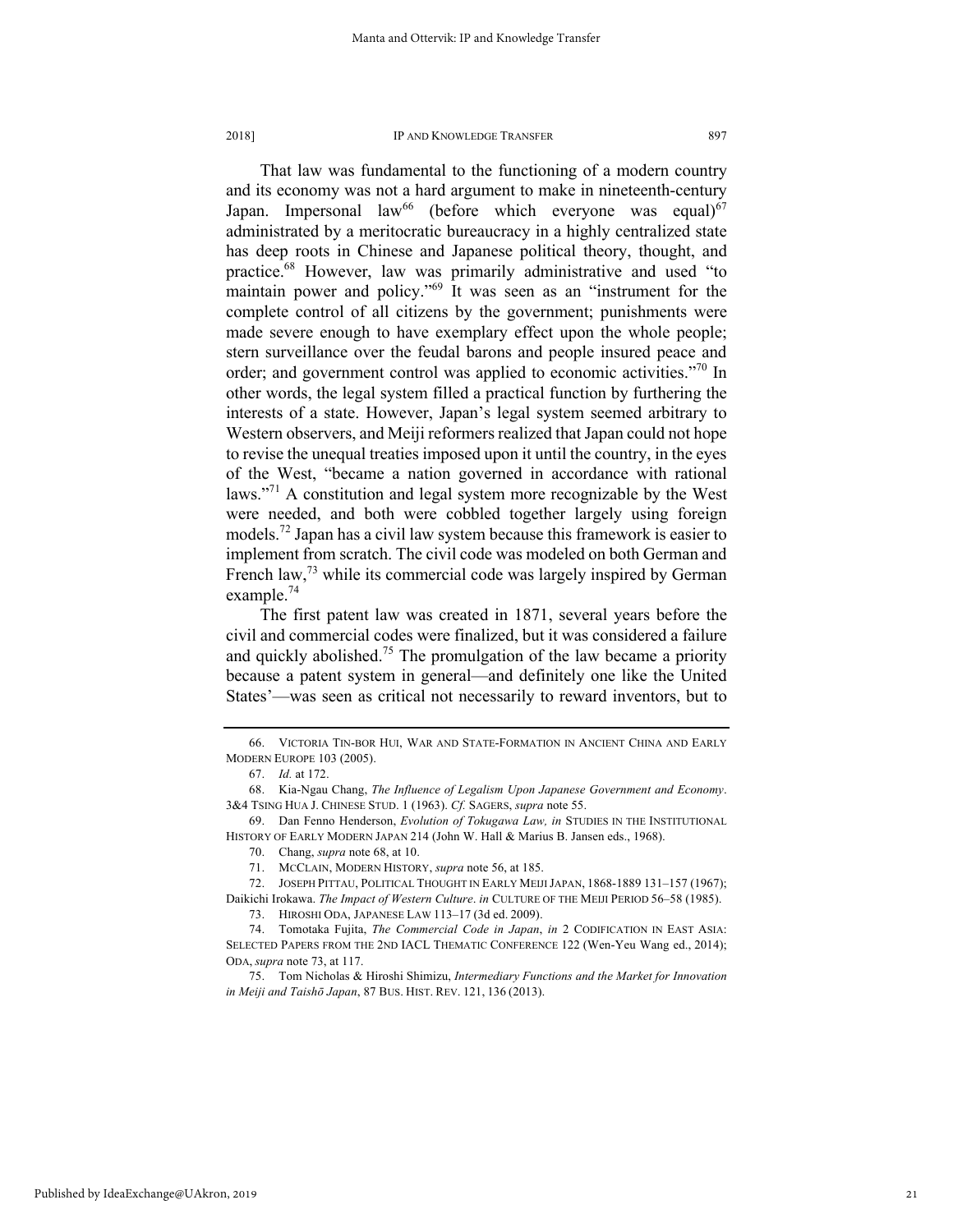That law was fundamental to the functioning of a modern country and its economy was not a hard argument to make in nineteenth-century Japan. Impersonal law[66] (before which everyone was equal)[67] administrated by a meritocratic bureaucracy in a highly centralized state has deep roots in Chinese and Japanese political theory, thought, and practice.[68] However, law was primarily administrative and used "to maintain power and policy."[69] It was seen as an "instrument for the complete control of all citizens by the government; punishments were made severe enough to have exemplary effect upon the whole people; stern surveillance over the feudal barons and people insured peace and order; and government control was applied to economic activities."[70] In other words, the legal system filled a practical function by furthering the interests of a state. However, Japan's legal system seemed arbitrary to Western observers, and Meiji reformers realized that Japan could not hope to revise the unequal treaties imposed upon it until the country, in the eyes of the West, "became a nation governed in accordance with rational laws."[71] A constitution and legal system more recognizable by the West were needed, and both were cobbled together largely using foreign models.[72] Japan has a civil law system because this framework is easier to implement from scratch. The civil code was modeled on both German and French law,[73] while its commercial code was largely inspired by German example.[74]

The first patent law was created in 1871, several years before the civil and commercial codes were finalized, but it was considered a failure and quickly abolished.[75] The promulgation of the law became a priority because a patent system in general—and definitely one like the United States'—was seen as critical not necessarily to reward inventors, but to

---

66. VICTORIA TIN-BOR HUI, WAR AND STATE-FORMATION IN ANCIENT CHINA AND EARLY MODERN EUROPE 103 (2005).

67. *Id.* at 172.

68. Kia-Ngau Chang, *The Influence of Legalism Upon Japanese Government and Economy*. 3&4 TSING HUA J. CHINESE STUD. 1 (1963). *Cf.* SAGERS, *supra* note 55.

69. Dan Fenno Henderson, *Evolution of Tokugawa Law, in* STUDIES IN THE INSTITUTIONAL HISTORY OF EARLY MODERN JAPAN 214 (John W. Hall & Marius B. Jansen eds., 1968).

70. Chang, *supra* note 68, at 10.

71. MCCLAIN, MODERN HISTORY, *supra* note 56, at 185.

72. JOSEPH PITTAU, POLITICAL THOUGHT IN EARLY MEIJI JAPAN, 1868-1889 131–157 (1967); Daikichi Irokawa. *The Impact of Western Culture*. *in* CULTURE OF THE MEIJI PERIOD 56–58 (1985).

73. HIROSHI ODA, JAPANESE LAW 113–17 (3d ed. 2009).

74. Tomotaka Fujita, *The Commercial Code in Japan*, *in* 2 CODIFICATION IN EAST ASIA: SELECTED PAPERS FROM THE 2ND IACL THEMATIC CONFERENCE 122 (Wen-Yeu Wang ed., 2014); ODA, *supra* note 73, at 117.

75. Tom Nicholas & Hiroshi Shimizu, *Intermediary Functions and the Market for Innovation in Meiji and Taishō Japan*, 87 BUS. HIST. REV. 121, 136 (2013).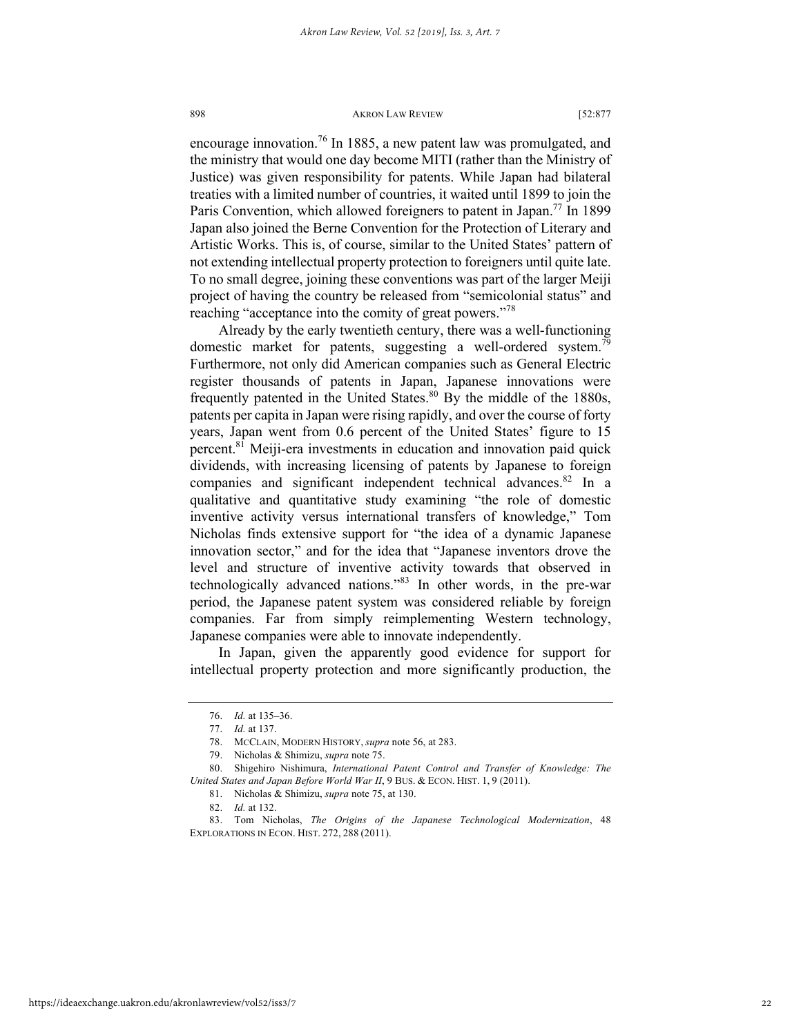encourage innovation.[76] In 1885, a new patent law was promulgated, and the ministry that would one day become MITI (rather than the Ministry of Justice) was given responsibility for patents. While Japan had bilateral treaties with a limited number of countries, it waited until 1899 to join the Paris Convention, which allowed foreigners to patent in Japan.[77] In 1899 Japan also joined the Berne Convention for the Protection of Literary and Artistic Works. This is, of course, similar to the United States' pattern of not extending intellectual property protection to foreigners until quite late. To no small degree, joining these conventions was part of the larger Meiji project of having the country be released from "semicolonial status" and reaching "acceptance into the comity of great powers."[78]

Already by the early twentieth century, there was a well-functioning domestic market for patents, suggesting a well-ordered system.[79] Furthermore, not only did American companies such as General Electric register thousands of patents in Japan, Japanese innovations were frequently patented in the United States.[80] By the middle of the 1880s, patents per capita in Japan were rising rapidly, and over the course of forty years, Japan went from 0.6 percent of the United States' figure to 15 percent.[81] Meiji-era investments in education and innovation paid quick dividends, with increasing licensing of patents by Japanese to foreign companies and significant independent technical advances.[82] In a qualitative and quantitative study examining "the role of domestic inventive activity versus international transfers of knowledge," Tom Nicholas finds extensive support for "the idea of a dynamic Japanese innovation sector," and for the idea that "Japanese inventors drove the level and structure of inventive activity towards that observed in technologically advanced nations."[83] In other words, in the pre-war period, the Japanese patent system was considered reliable by foreign companies. Far from simply reimplementing Western technology, Japanese companies were able to innovate independently.

In Japan, given the apparently good evidence for support for intellectual property protection and more significantly production, the

---

76. *Id.* at 135–36.

77. *Id.* at 137.

78. MCCLAIN, MODERN HISTORY, *supra* note 56, at 283.

79. Nicholas & Shimizu, *supra* note 75.

80. Shigehiro Nishimura, *International Patent Control and Transfer of Knowledge: The United States and Japan Before World War II*, 9 BUS. & ECON. HIST. 1, 9 (2011).

81. Nicholas & Shimizu, *supra* note 75, at 130.

82. *Id.* at 132.

83. Tom Nicholas, *The Origins of the Japanese Technological Modernization*, 48 EXPLORATIONS IN ECON. HIST. 272, 288 (2011).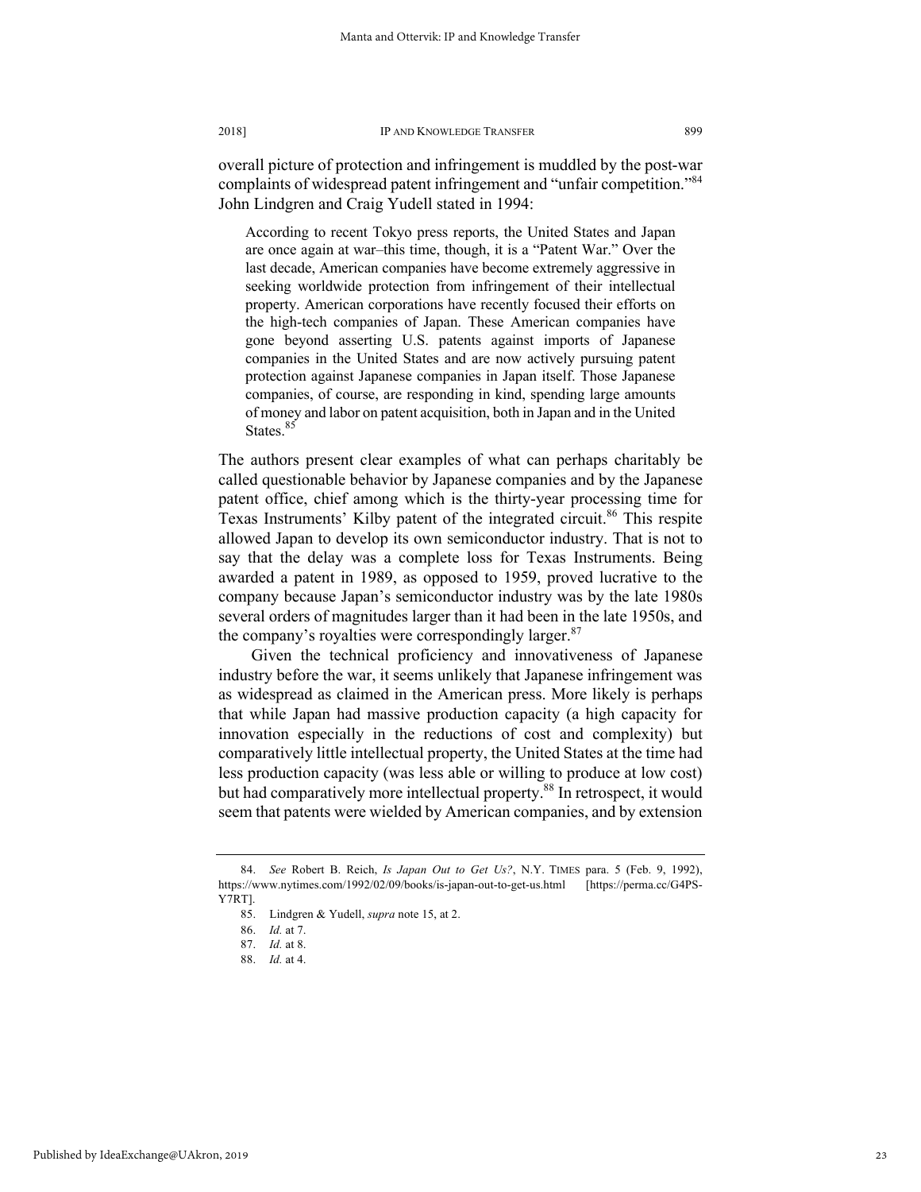overall picture of protection and infringement is muddled by the post-war complaints of widespread patent infringement and "unfair competition."[84] John Lindgren and Craig Yudell stated in 1994:

> According to recent Tokyo press reports, the United States and Japan are once again at war–this time, though, it is a "Patent War." Over the last decade, American companies have become extremely aggressive in seeking worldwide protection from infringement of their intellectual property. American corporations have recently focused their efforts on the high-tech companies of Japan. These American companies have gone beyond asserting U.S. patents against imports of Japanese companies in the United States and are now actively pursuing patent protection against Japanese companies in Japan itself. Those Japanese companies, of course, are responding in kind, spending large amounts of money and labor on patent acquisition, both in Japan and in the United States.[85]

The authors present clear examples of what can perhaps charitably be called questionable behavior by Japanese companies and by the Japanese patent office, chief among which is the thirty-year processing time for Texas Instruments' Kilby patent of the integrated circuit.[86] This respite allowed Japan to develop its own semiconductor industry. That is not to say that the delay was a complete loss for Texas Instruments. Being awarded a patent in 1989, as opposed to 1959, proved lucrative to the company because Japan's semiconductor industry was by the late 1980s several orders of magnitudes larger than it had been in the late 1950s, and the company's royalties were correspondingly larger.[87]

Given the technical proficiency and innovativeness of Japanese industry before the war, it seems unlikely that Japanese infringement was as widespread as claimed in the American press. More likely is perhaps that while Japan had massive production capacity (a high capacity for innovation especially in the reductions of cost and complexity) but comparatively little intellectual property, the United States at the time had less production capacity (was less able or willing to produce at low cost) but had comparatively more intellectual property.[88] In retrospect, it would seem that patents were wielded by American companies, and by extension

---

84. *See* Robert B. Reich, *Is Japan Out to Get Us?*, N.Y. TIMES para. 5 (Feb. 9, 1992), https://www.nytimes.com/1992/02/09/books/is-japan-out-to-get-us.html [https://perma.cc/G4PS-Y7RT].

85. Lindgren & Yudell, *supra* note 15, at 2.

86. *Id.* at 7.

87. *Id.* at 8.

88. *Id.* at 4.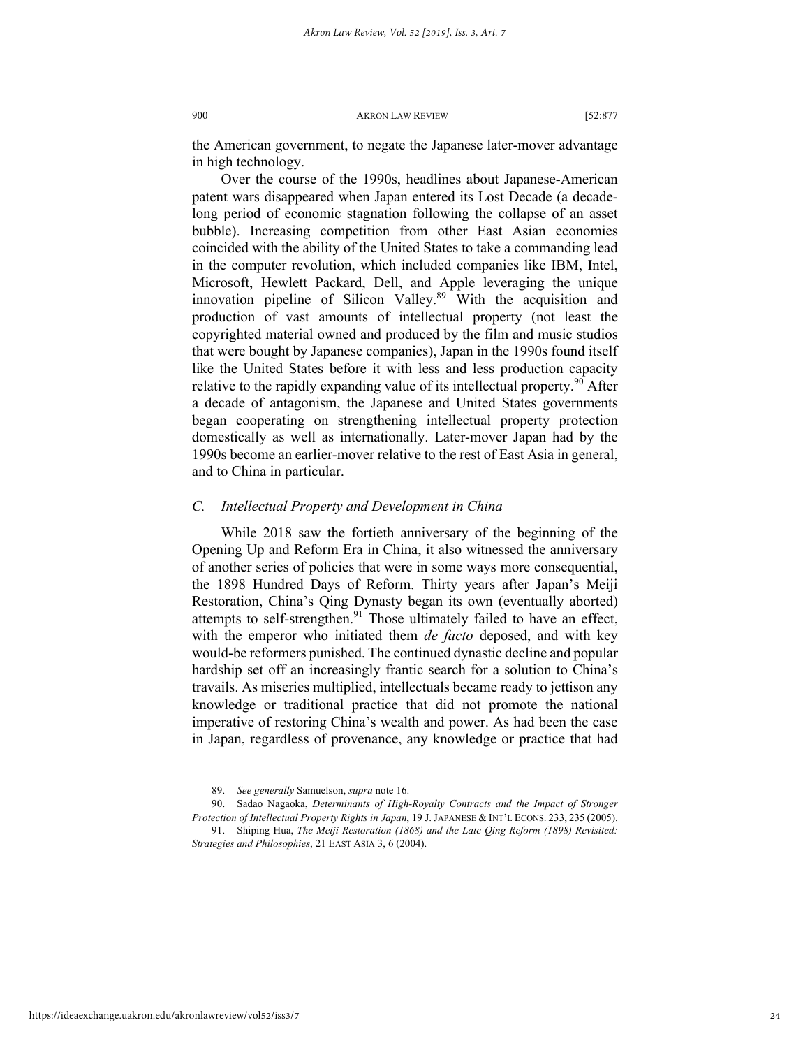the American government, to negate the Japanese later-mover advantage in high technology.

Over the course of the 1990s, headlines about Japanese-American patent wars disappeared when Japan entered its Lost Decade (a decade-long period of economic stagnation following the collapse of an asset bubble). Increasing competition from other East Asian economies coincided with the ability of the United States to take a commanding lead in the computer revolution, which included companies like IBM, Intel, Microsoft, Hewlett Packard, Dell, and Apple leveraging the unique innovation pipeline of Silicon Valley.[89] With the acquisition and production of vast amounts of intellectual property (not least the copyrighted material owned and produced by the film and music studios that were bought by Japanese companies), Japan in the 1990s found itself like the United States before it with less and less production capacity relative to the rapidly expanding value of its intellectual property.[90] After a decade of antagonism, the Japanese and United States governments began cooperating on strengthening intellectual property protection domestically as well as internationally. Later-mover Japan had by the 1990s become an earlier-mover relative to the rest of East Asia in general, and to China in particular.

### *C. Intellectual Property and Development in China*

While 2018 saw the fortieth anniversary of the beginning of the Opening Up and Reform Era in China, it also witnessed the anniversary of another series of policies that were in some ways more consequential, the 1898 Hundred Days of Reform. Thirty years after Japan's Meiji Restoration, China's Qing Dynasty began its own (eventually aborted) attempts to self-strengthen.[91] Those ultimately failed to have an effect, with the emperor who initiated them *de facto* deposed, and with key would-be reformers punished. The continued dynastic decline and popular hardship set off an increasingly frantic search for a solution to China's travails. As miseries multiplied, intellectuals became ready to jettison any knowledge or traditional practice that did not promote the national imperative of restoring China's wealth and power. As had been the case in Japan, regardless of provenance, any knowledge or practice that had

---

89. *See generally* Samuelson, *supra* note 16.

90. Sadao Nagaoka, *Determinants of High-Royalty Contracts and the Impact of Stronger Protection of Intellectual Property Rights in Japan*, 19 J. JAPANESE & INT'L ECONS. 233, 235 (2005).

91. Shiping Hua, *The Meiji Restoration (1868) and the Late Qing Reform (1898) Revisited: Strategies and Philosophies*, 21 EAST ASIA 3, 6 (2004).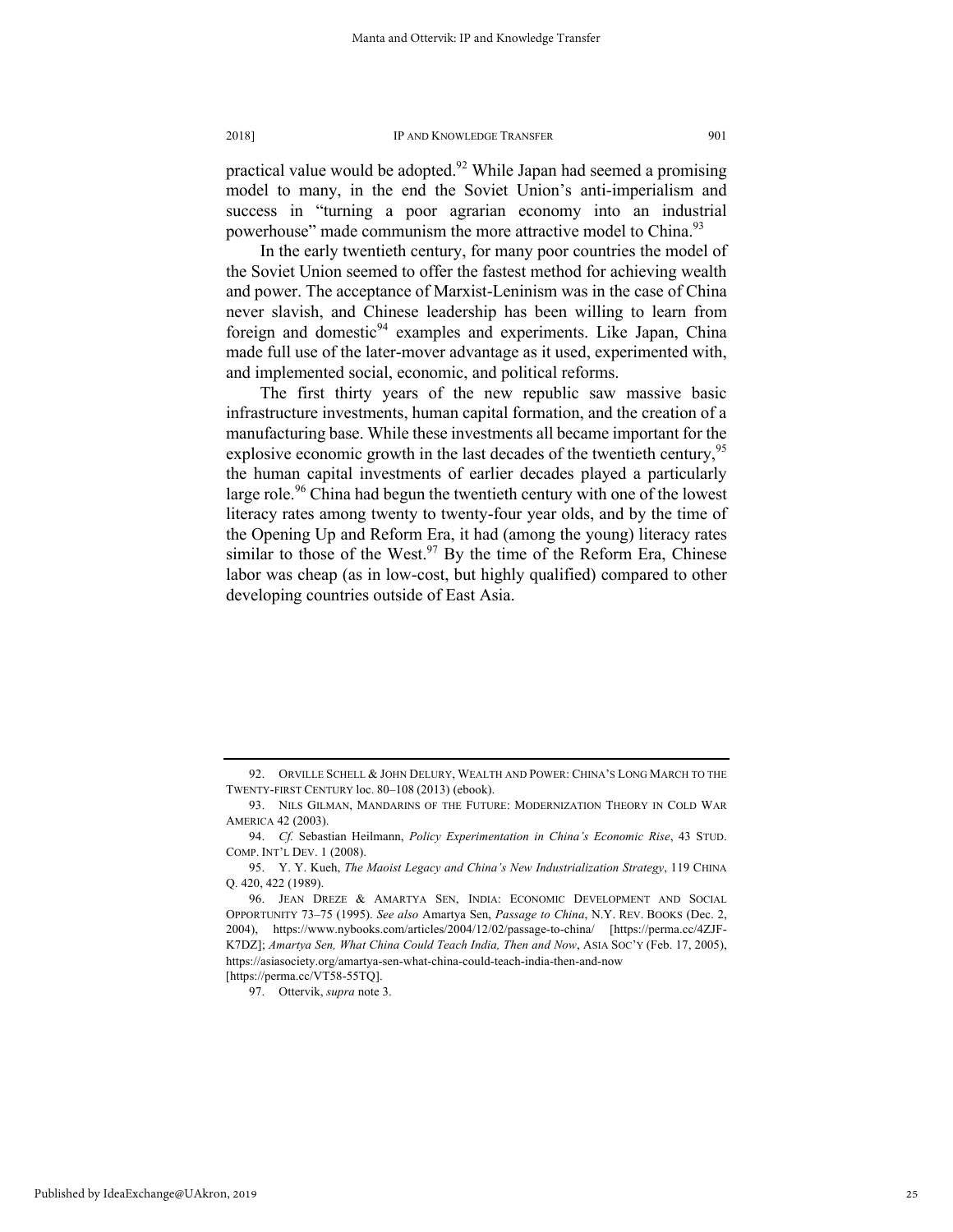practical value would be adopted.[92] While Japan had seemed a promising model to many, in the end the Soviet Union's anti-imperialism and success in "turning a poor agrarian economy into an industrial powerhouse" made communism the more attractive model to China.[93]

In the early twentieth century, for many poor countries the model of the Soviet Union seemed to offer the fastest method for achieving wealth and power. The acceptance of Marxist-Leninism was in the case of China never slavish, and Chinese leadership has been willing to learn from foreign and domestic[94] examples and experiments. Like Japan, China made full use of the later-mover advantage as it used, experimented with, and implemented social, economic, and political reforms.

The first thirty years of the new republic saw massive basic infrastructure investments, human capital formation, and the creation of a manufacturing base. While these investments all became important for the explosive economic growth in the last decades of the twentieth century,[95] the human capital investments of earlier decades played a particularly large role.[96] China had begun the twentieth century with one of the lowest literacy rates among twenty to twenty-four year olds, and by the time of the Opening Up and Reform Era, it had (among the young) literacy rates similar to those of the West.[97] By the time of the Reform Era, Chinese labor was cheap (as in low-cost, but highly qualified) compared to other developing countries outside of East Asia.

---

92. ORVILLE SCHELL & JOHN DELURY, WEALTH AND POWER: CHINA'S LONG MARCH TO THE TWENTY-FIRST CENTURY loc. 80–108 (2013) (ebook).

93. NILS GILMAN, MANDARINS OF THE FUTURE: MODERNIZATION THEORY IN COLD WAR AMERICA 42 (2003).

94. *Cf.* Sebastian Heilmann, *Policy Experimentation in China's Economic Rise*, 43 STUD. COMP. INT'L DEV. 1 (2008).

95. Y. Y. Kueh, *The Maoist Legacy and China's New Industrialization Strategy*, 119 CHINA Q. 420, 422 (1989).

96. JEAN DREZE & AMARTYA SEN, INDIA: ECONOMIC DEVELOPMENT AND SOCIAL OPPORTUNITY 73–75 (1995). *See also* Amartya Sen, *Passage to China*, N.Y. REV. BOOKS (Dec. 2, 2004), https://www.nybooks.com/articles/2004/12/02/passage-to-china/ [https://perma.cc/4ZJF-K7DZ]; *Amartya Sen, What China Could Teach India, Then and Now*, ASIA SOC'Y (Feb. 17, 2005), https://asiasociety.org/amartya-sen-what-china-could-teach-india-then-and-now [https://perma.cc/VT58-55TQ].

97. Ottervik, *supra* note 3.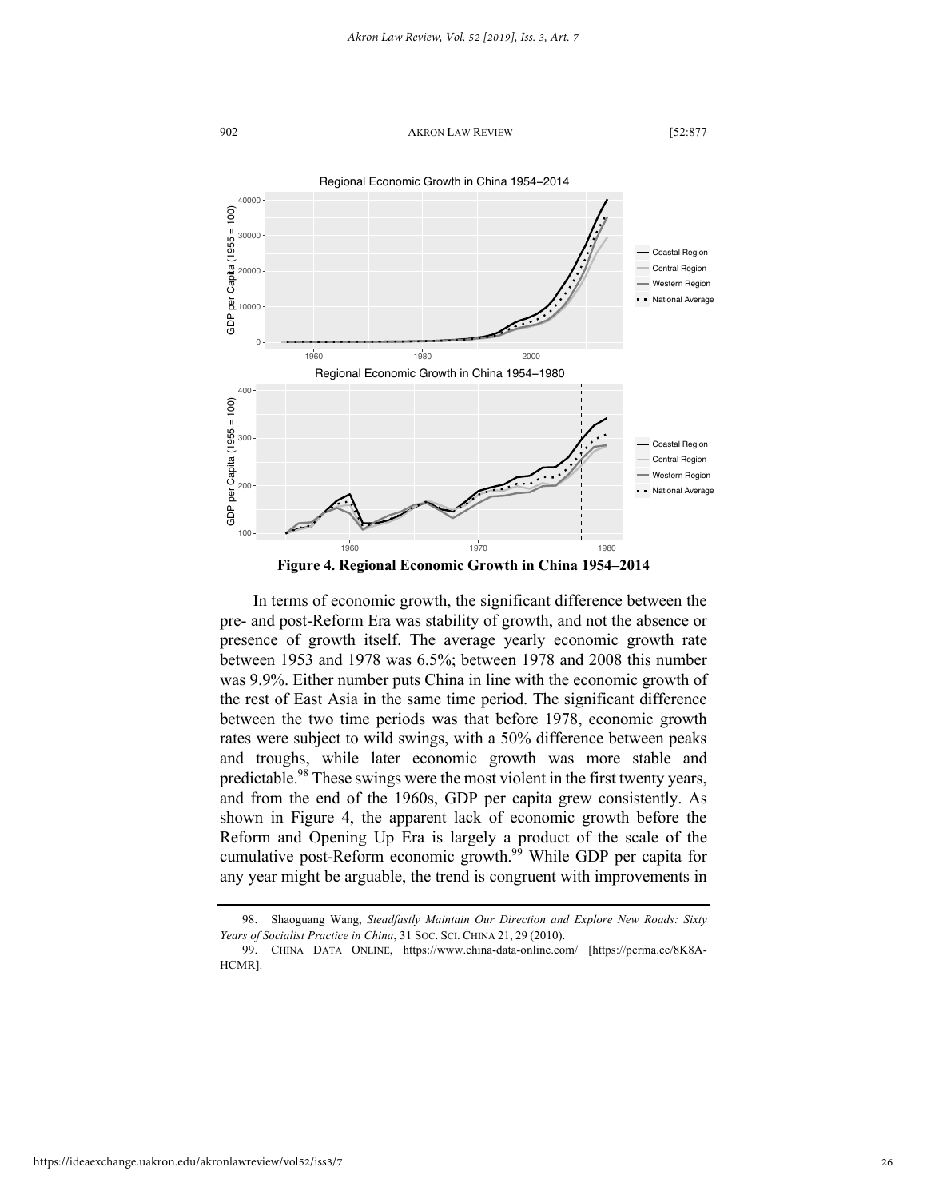**Figure 4. Regional Economic Growth in China 1954–2014**

In terms of economic growth, the significant difference between the pre- and post-Reform Era was stability of growth, and not the absence or presence of growth itself. The average yearly economic growth rate between 1953 and 1978 was 6.5%; between 1978 and 2008 this number was 9.9%. Either number puts China in line with the economic growth of the rest of East Asia in the same time period. The significant difference between the two time periods was that before 1978, economic growth rates were subject to wild swings, with a 50% difference between peaks and troughs, while later economic growth was more stable and predictable.[98] These swings were the most violent in the first twenty years, and from the end of the 1960s, GDP per capita grew consistently. As shown in Figure 4, the apparent lack of economic growth before the Reform and Opening Up Era is largely a product of the scale of the cumulative post-Reform economic growth.[99] While GDP per capita for any year might be arguable, the trend is congruent with improvements in

---

98. Shaoguang Wang, *Steadfastly Maintain Our Direction and Explore New Roads: Sixty Years of Socialist Practice in China*, 31 SOC. SCI. CHINA 21, 29 (2010).

99. CHINA DATA ONLINE, https://www.china-data-online.com/ [https://perma.cc/8K8A-HCMR].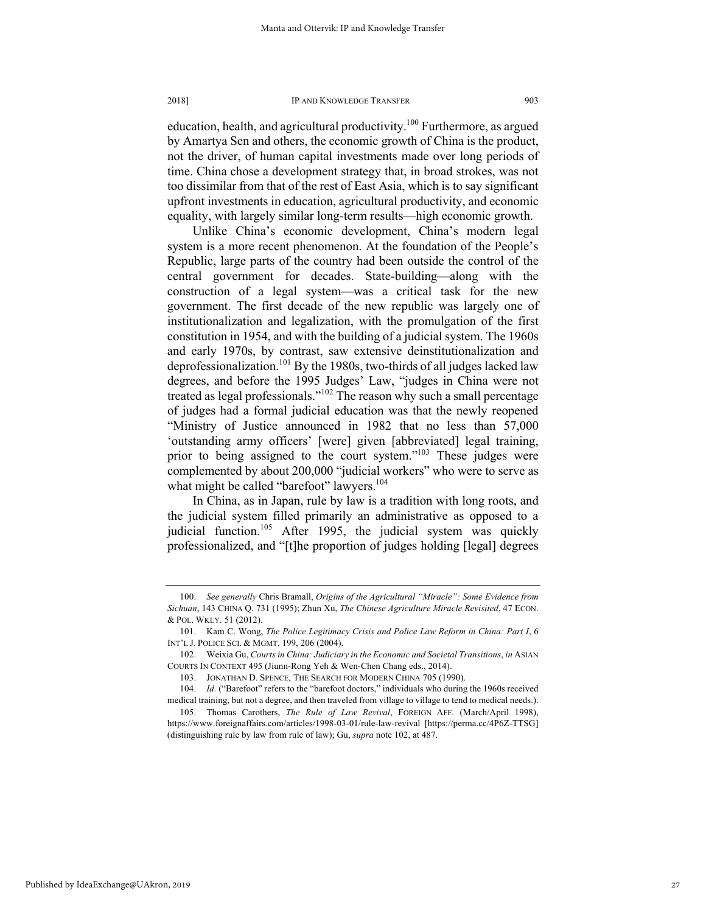education, health, and agricultural productivity.[100] Furthermore, as argued by Amartya Sen and others, the economic growth of China is the product, not the driver, of human capital investments made over long periods of time. China chose a development strategy that, in broad strokes, was not too dissimilar from that of the rest of East Asia, which is to say significant upfront investments in education, agricultural productivity, and economic equality, with largely similar long-term results—high economic growth.

Unlike China's economic development, China's modern legal system is a more recent phenomenon. At the foundation of the People's Republic, large parts of the country had been outside the control of the central government for decades. State-building—along with the construction of a legal system—was a critical task for the new government. The first decade of the new republic was largely one of institutionalization and legalization, with the promulgation of the first constitution in 1954, and with the building of a judicial system. The 1960s and early 1970s, by contrast, saw extensive deinstitutionalization and deprofessionalization.[101] By the 1980s, two-thirds of all judges lacked law degrees, and before the 1995 Judges' Law, "judges in China were not treated as legal professionals."[102] The reason why such a small percentage of judges had a formal judicial education was that the newly reopened "Ministry of Justice announced in 1982 that no less than 57,000 'outstanding army officers' [were] given [abbreviated] legal training, prior to being assigned to the court system."[103] These judges were complemented by about 200,000 "judicial workers" who were to serve as what might be called "barefoot" lawyers.[104]

In China, as in Japan, rule by law is a tradition with long roots, and the judicial system filled primarily an administrative as opposed to a judicial function.[105] After 1995, the judicial system was quickly professionalized, and "[t]he proportion of judges holding [legal] degrees

---

100. *See generally* Chris Bramall, *Origins of the Agricultural "Miracle": Some Evidence from Sichuan*, 143 CHINA Q. 731 (1995); Zhun Xu, *The Chinese Agriculture Miracle Revisited*, 47 ECON. & POL. WKLY. 51 (2012).

101. Kam C. Wong, *The Police Legitimacy Crisis and Police Law Reform in China: Part I*, 6 INT'L J. POLICE SCI. & MGMT. 199, 206 (2004).

102. Weixia Gu, *Courts in China: Judiciary in the Economic and Societal Transitions*, *in* ASIAN COURTS IN CONTEXT 495 (Jiunn-Rong Yeh & Wen-Chen Chang eds., 2014).

103. JONATHAN D. SPENCE, THE SEARCH FOR MODERN CHINA 705 (1990).

104. *Id.* ("Barefoot" refers to the "barefoot doctors," individuals who during the 1960s received medical training, but not a degree, and then traveled from village to village to tend to medical needs.).

105. Thomas Carothers, *The Rule of Law Revival*, FOREIGN AFF. (March/April 1998), https://www.foreignaffairs.com/articles/1998-03-01/rule-law-revival [https://perma.cc/4P6Z-TTSG] (distinguishing rule by law from rule of law); Gu, *supra* note 102, at 487.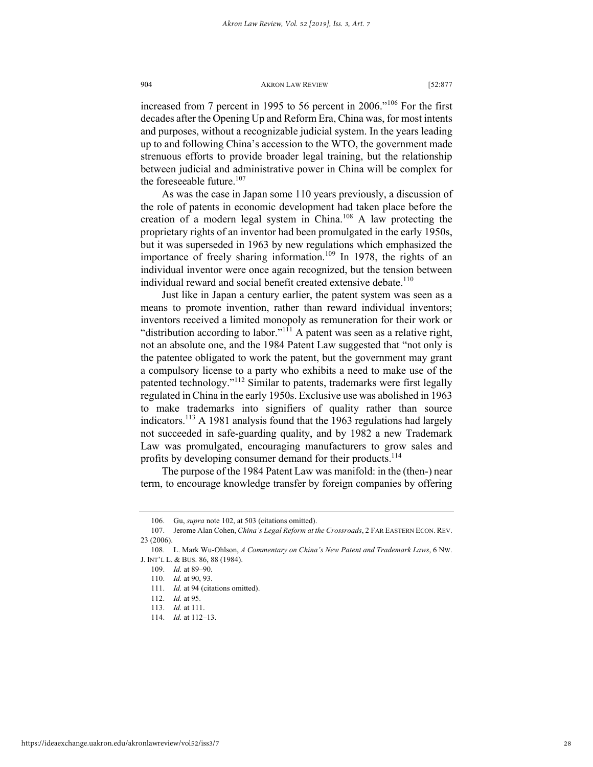increased from 7 percent in 1995 to 56 percent in 2006."[106] For the first decades after the Opening Up and Reform Era, China was, for most intents and purposes, without a recognizable judicial system. In the years leading up to and following China's accession to the WTO, the government made strenuous efforts to provide broader legal training, but the relationship between judicial and administrative power in China will be complex for the foreseeable future.[107]

As was the case in Japan some 110 years previously, a discussion of the role of patents in economic development had taken place before the creation of a modern legal system in China.[108] A law protecting the proprietary rights of an inventor had been promulgated in the early 1950s, but it was superseded in 1963 by new regulations which emphasized the importance of freely sharing information.[109] In 1978, the rights of an individual inventor were once again recognized, but the tension between individual reward and social benefit created extensive debate.[110]

Just like in Japan a century earlier, the patent system was seen as a means to promote invention, rather than reward individual inventors; inventors received a limited monopoly as remuneration for their work or "distribution according to labor."[111] A patent was seen as a relative right, not an absolute one, and the 1984 Patent Law suggested that "not only is the patentee obligated to work the patent, but the government may grant a compulsory license to a party who exhibits a need to make use of the patented technology."[112] Similar to patents, trademarks were first legally regulated in China in the early 1950s. Exclusive use was abolished in 1963 to make trademarks into signifiers of quality rather than source indicators.[113] A 1981 analysis found that the 1963 regulations had largely not succeeded in safe-guarding quality, and by 1982 a new Trademark Law was promulgated, encouraging manufacturers to grow sales and profits by developing consumer demand for their products.[114]

The purpose of the 1984 Patent Law was manifold: in the (then-) near term, to encourage knowledge transfer by foreign companies by offering

---

106. Gu, *supra* note 102, at 503 (citations omitted).

107. Jerome Alan Cohen, *China's Legal Reform at the Crossroads*, 2 FAR EASTERN ECON. REV. 23 (2006).

108. L. Mark Wu-Ohlson, *A Commentary on China's New Patent and Trademark Laws*, 6 NW. J. INT'L L. & BUS. 86, 88 (1984).

109. *Id.* at 89–90.

110. *Id.* at 90, 93.

111. *Id.* at 94 (citations omitted).

112. *Id.* at 95.

113. *Id.* at 111.

114. *Id.* at 112–13.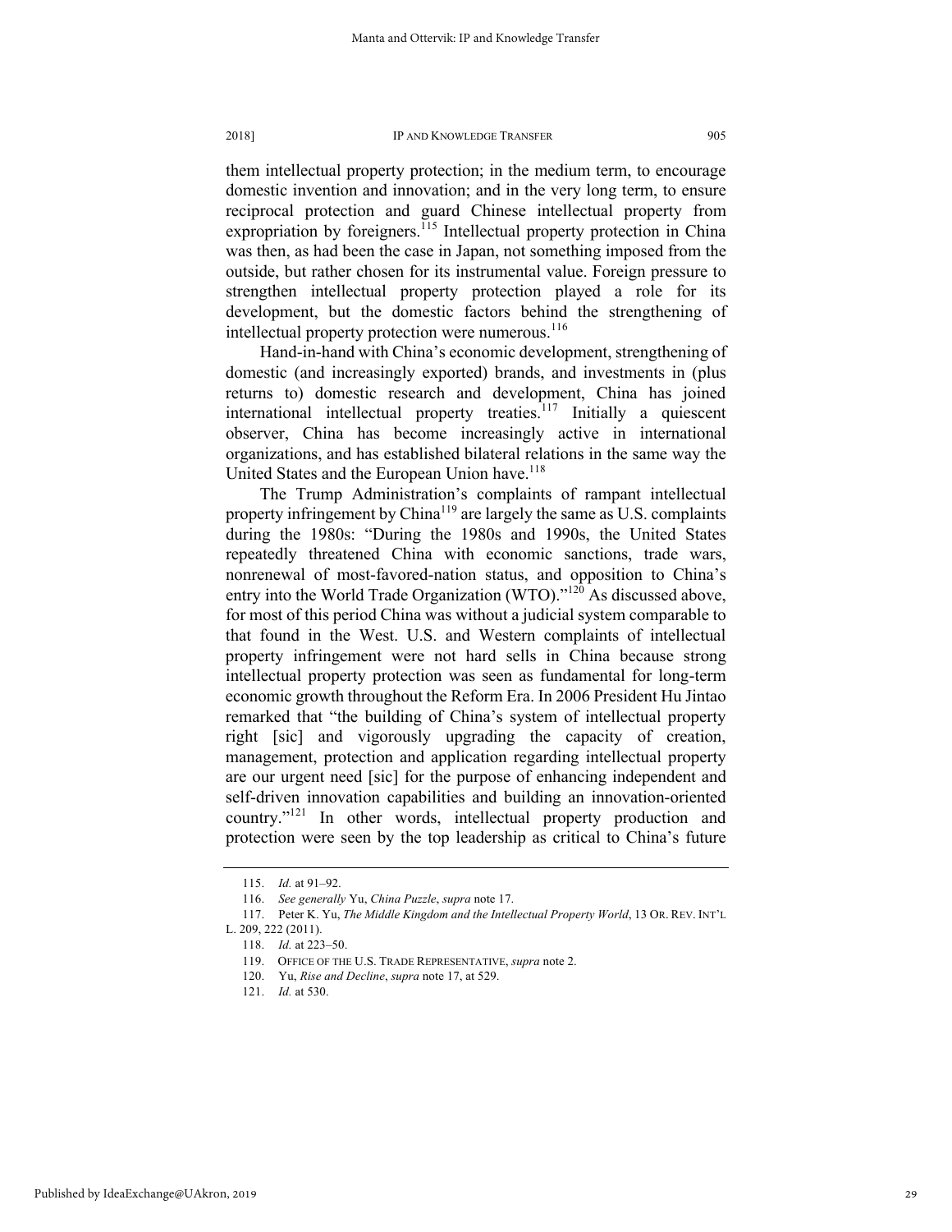them intellectual property protection; in the medium term, to encourage domestic invention and innovation; and in the very long term, to ensure reciprocal protection and guard Chinese intellectual property from expropriation by foreigners.[115] Intellectual property protection in China was then, as had been the case in Japan, not something imposed from the outside, but rather chosen for its instrumental value. Foreign pressure to strengthen intellectual property protection played a role for its development, but the domestic factors behind the strengthening of intellectual property protection were numerous.[116]

Hand-in-hand with China's economic development, strengthening of domestic (and increasingly exported) brands, and investments in (plus returns to) domestic research and development, China has joined international intellectual property treaties.[117] Initially a quiescent observer, China has become increasingly active in international organizations, and has established bilateral relations in the same way the United States and the European Union have.[118]

The Trump Administration's complaints of rampant intellectual property infringement by China[119] are largely the same as U.S. complaints during the 1980s: "During the 1980s and 1990s, the United States repeatedly threatened China with economic sanctions, trade wars, nonrenewal of most-favored-nation status, and opposition to China's entry into the World Trade Organization (WTO)."[120] As discussed above, for most of this period China was without a judicial system comparable to that found in the West. U.S. and Western complaints of intellectual property infringement were not hard sells in China because strong intellectual property protection was seen as fundamental for long-term economic growth throughout the Reform Era. In 2006 President Hu Jintao remarked that "the building of China's system of intellectual property right [sic] and vigorously upgrading the capacity of creation, management, protection and application regarding intellectual property are our urgent need [sic] for the purpose of enhancing independent and self-driven innovation capabilities and building an innovation-oriented country."[121] In other words, intellectual property production and protection were seen by the top leadership as critical to China's future

---

115. *Id.* at 91–92.

116. *See generally* Yu, *China Puzzle*, *supra* note 17.

117. Peter K. Yu, *The Middle Kingdom and the Intellectual Property World*, 13 OR. REV. INT'L L. 209, 222 (2011).

118. *Id.* at 223–50.

119. OFFICE OF THE U.S. TRADE REPRESENTATIVE, *supra* note 2.

120. Yu, *Rise and Decline*, *supra* note 17, at 529.

121. *Id.* at 530.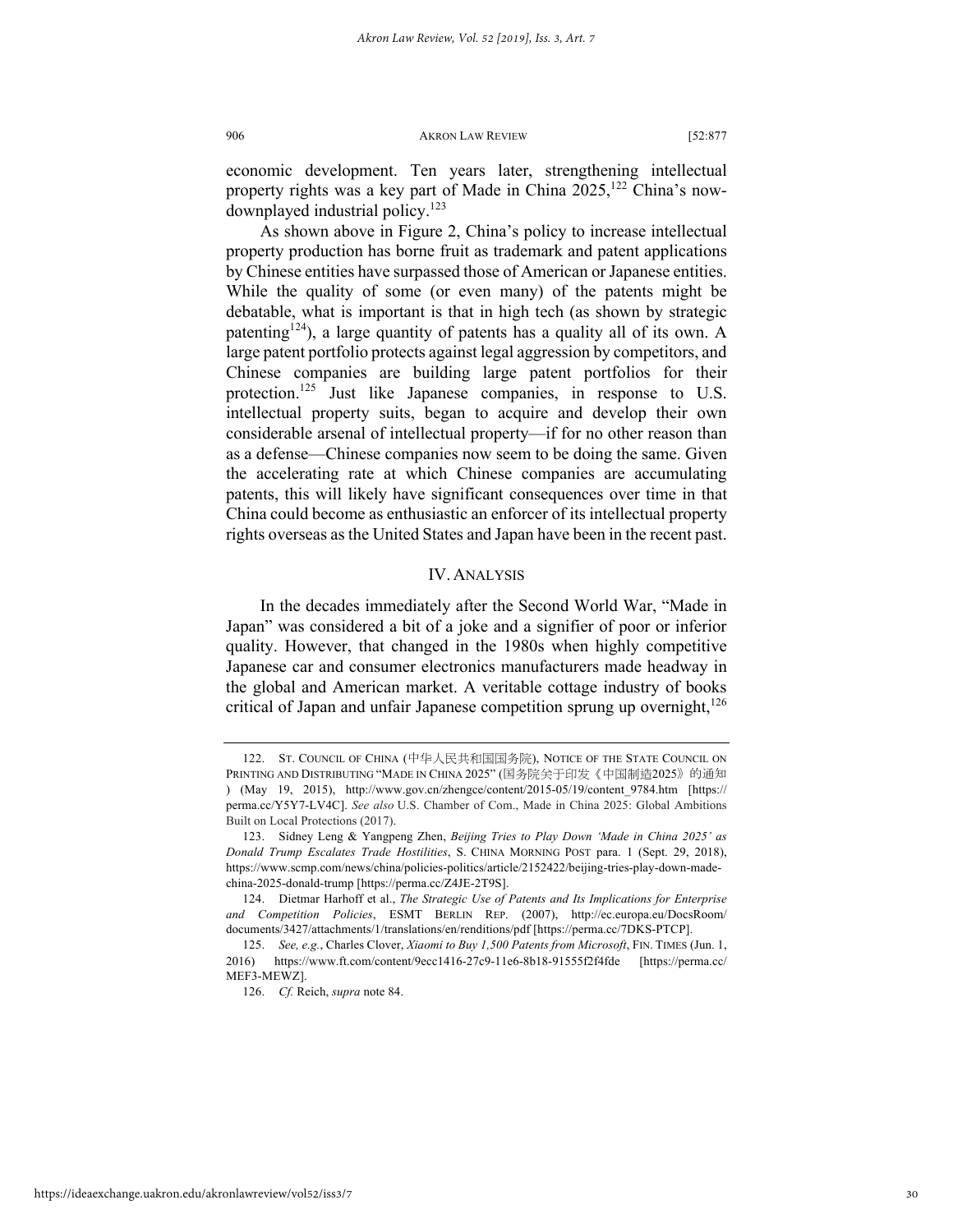economic development. Ten years later, strengthening intellectual property rights was a key part of Made in China 2025,[122] China's now-downplayed industrial policy.[123]

As shown above in Figure 2, China's policy to increase intellectual property production has borne fruit as trademark and patent applications by Chinese entities have surpassed those of American or Japanese entities. While the quality of some (or even many) of the patents might be debatable, what is important is that in high tech (as shown by strategic patenting[124]), a large quantity of patents has a quality all of its own. A large patent portfolio protects against legal aggression by competitors, and Chinese companies are building large patent portfolios for their protection.[125] Just like Japanese companies, in response to U.S. intellectual property suits, began to acquire and develop their own considerable arsenal of intellectual property—if for no other reason than as a defense—Chinese companies now seem to be doing the same. Given the accelerating rate at which Chinese companies are accumulating patents, this will likely have significant consequences over time in that China could become as enthusiastic an enforcer of its intellectual property rights overseas as the United States and Japan have been in the recent past.

## IV. ANALYSIS

In the decades immediately after the Second World War, "Made in Japan" was considered a bit of a joke and a signifier of poor or inferior quality. However, that changed in the 1980s when highly competitive Japanese car and consumer electronics manufacturers made headway in the global and American market. A veritable cottage industry of books critical of Japan and unfair Japanese competition sprung up overnight,[126]

---

122. ST. COUNCIL OF CHINA (中华人民共和国国务院), NOTICE OF THE STATE COUNCIL ON PRINTING AND DISTRIBUTING "MADE IN CHINA 2025" (国务院关于印发《中国制造2025》的通知) (May 19, 2015), http://www.gov.cn/zhengce/content/2015-05/19/content_9784.htm [https://perma.cc/Y5Y7-LV4C]. *See also* U.S. Chamber of Com., Made in China 2025: Global Ambitions Built on Local Protections (2017).

123. Sidney Leng & Yangpeng Zhen, *Beijing Tries to Play Down 'Made in China 2025' as Donald Trump Escalates Trade Hostilities*, S. CHINA MORNING POST para. 1 (Sept. 29, 2018), https://www.scmp.com/news/china/policies-politics/article/2152422/beijing-tries-play-down-made-china-2025-donald-trump [https://perma.cc/Z4JE-2T9S].

124. Dietmar Harhoff et al., *The Strategic Use of Patents and Its Implications for Enterprise and Competition Policies*, ESMT BERLIN REP. (2007), http://ec.europa.eu/DocsRoom/documents/3427/attachments/1/translations/en/renditions/pdf [https://perma.cc/7DKS-PTCP].

125. *See, e.g.*, Charles Clover, *Xiaomi to Buy 1,500 Patents from Microsoft*, FIN. TIMES (Jun. 1, 2016) https://www.ft.com/content/9ecc1416-27c9-11e6-8b18-91555f2f4fde [https://perma.cc/MEF3-MEWZ].

126. *Cf.* Reich, *supra* note 84.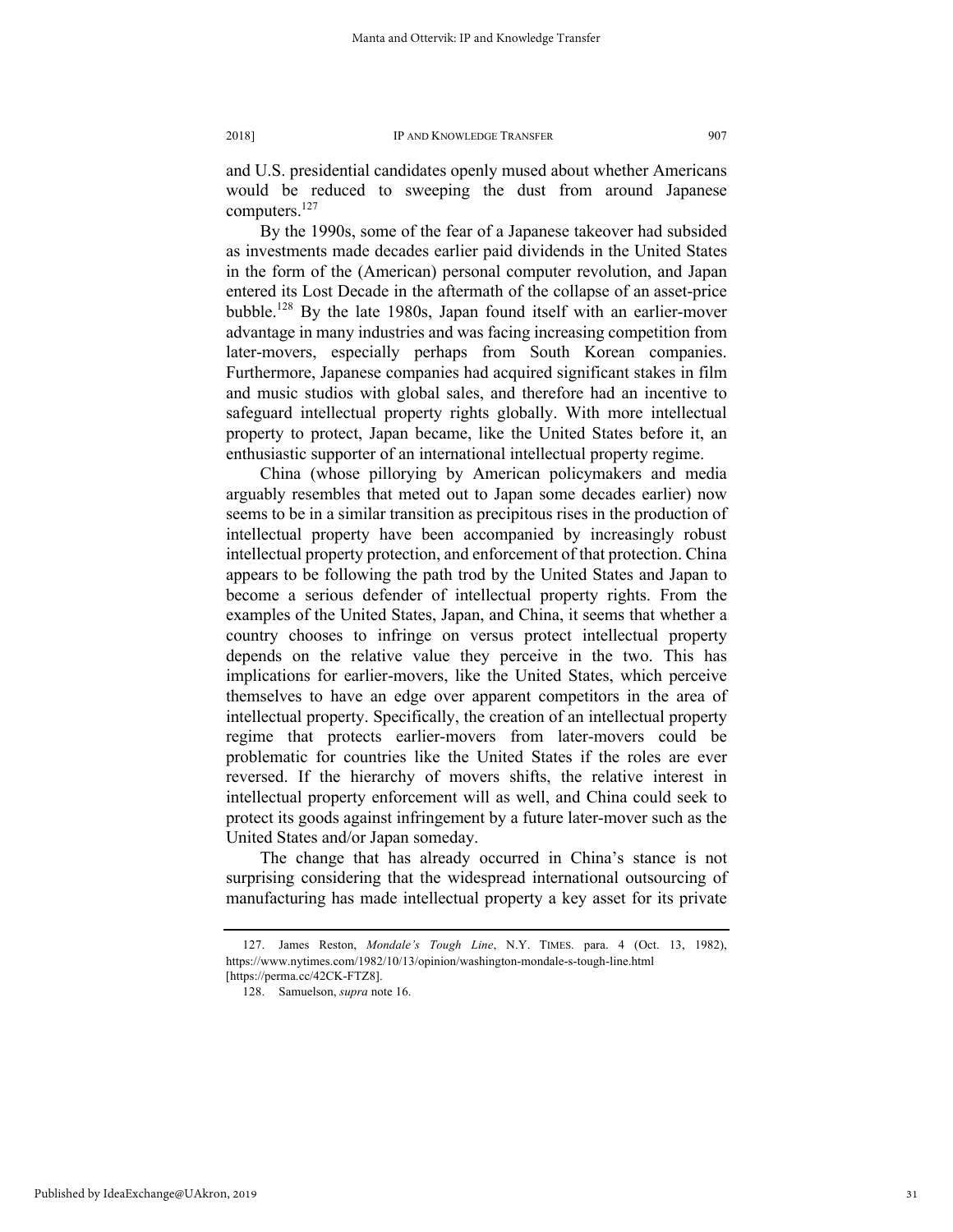and U.S. presidential candidates openly mused about whether Americans would be reduced to sweeping the dust from around Japanese computers.[127]

By the 1990s, some of the fear of a Japanese takeover had subsided as investments made decades earlier paid dividends in the United States in the form of the (American) personal computer revolution, and Japan entered its Lost Decade in the aftermath of the collapse of an asset-price bubble.[128] By the late 1980s, Japan found itself with an earlier-mover advantage in many industries and was facing increasing competition from later-movers, especially perhaps from South Korean companies. Furthermore, Japanese companies had acquired significant stakes in film and music studios with global sales, and therefore had an incentive to safeguard intellectual property rights globally. With more intellectual property to protect, Japan became, like the United States before it, an enthusiastic supporter of an international intellectual property regime.

China (whose pillorying by American policymakers and media arguably resembles that meted out to Japan some decades earlier) now seems to be in a similar transition as precipitous rises in the production of intellectual property have been accompanied by increasingly robust intellectual property protection, and enforcement of that protection. China appears to be following the path trod by the United States and Japan to become a serious defender of intellectual property rights. From the examples of the United States, Japan, and China, it seems that whether a country chooses to infringe on versus protect intellectual property depends on the relative value they perceive in the two. This has implications for earlier-movers, like the United States, which perceive themselves to have an edge over apparent competitors in the area of intellectual property. Specifically, the creation of an intellectual property regime that protects earlier-movers from later-movers could be problematic for countries like the United States if the roles are ever reversed. If the hierarchy of movers shifts, the relative interest in intellectual property enforcement will as well, and China could seek to protect its goods against infringement by a future later-mover such as the United States and/or Japan someday.

The change that has already occurred in China's stance is not surprising considering that the widespread international outsourcing of manufacturing has made intellectual property a key asset for its private

---

127. James Reston, *Mondale's Tough Line*, N.Y. TIMES. para. 4 (Oct. 13, 1982), https://www.nytimes.com/1982/10/13/opinion/washington-mondale-s-tough-line.html [https://perma.cc/42CK-FTZ8].

128. Samuelson, *supra* note 16.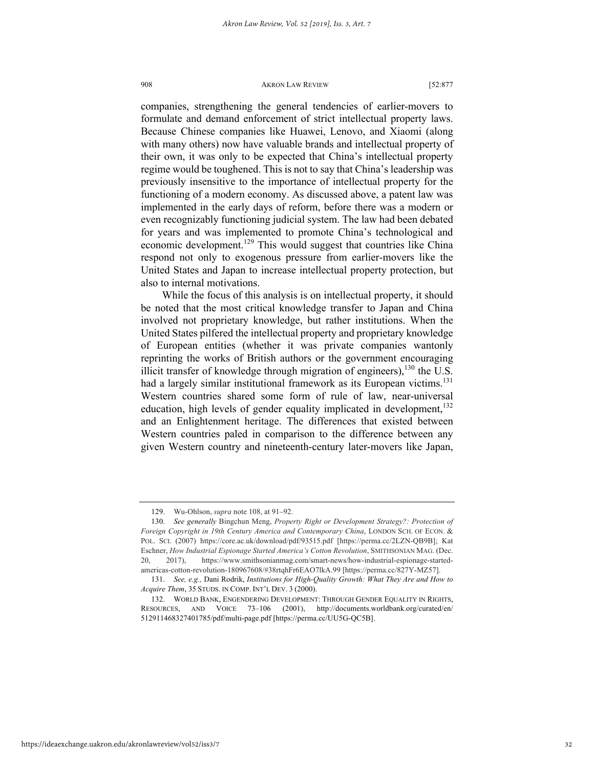companies, strengthening the general tendencies of earlier-movers to formulate and demand enforcement of strict intellectual property laws. Because Chinese companies like Huawei, Lenovo, and Xiaomi (along with many others) now have valuable brands and intellectual property of their own, it was only to be expected that China's intellectual property regime would be toughened. This is not to say that China's leadership was previously insensitive to the importance of intellectual property for the functioning of a modern economy. As discussed above, a patent law was implemented in the early days of reform, before there was a modern or even recognizably functioning judicial system. The law had been debated for years and was implemented to promote China's technological and economic development.[129] This would suggest that countries like China respond not only to exogenous pressure from earlier-movers like the United States and Japan to increase intellectual property protection, but also to internal motivations.

While the focus of this analysis is on intellectual property, it should be noted that the most critical knowledge transfer to Japan and China involved not proprietary knowledge, but rather institutions. When the United States pilfered the intellectual property and proprietary knowledge of European entities (whether it was private companies wantonly reprinting the works of British authors or the government encouraging illicit transfer of knowledge through migration of engineers),[130] the U.S. had a largely similar institutional framework as its European victims.[131] Western countries shared some form of rule of law, near-universal education, high levels of gender equality implicated in development,[132] and an Enlightenment heritage. The differences that existed between Western countries paled in comparison to the difference between any given Western country and nineteenth-century later-movers like Japan,

---

129. Wu-Ohlson, *supra* note 108, at 91–92.

130. *See generally* Bingchun Meng, *Property Right or Development Strategy?: Protection of Foreign Copyright in 19th Century America and Contemporary China*, LONDON SCH. OF ECON. & POL. SCI. (2007) https://core.ac.uk/download/pdf/93515.pdf [https://perma.cc/2LZN-QB9B]; Kat Eschner, *How Industrial Espionage Started America's Cotton Revolution*, SMITHSONIAN MAG. (Dec. 20, 2017), https://www.smithsonianmag.com/smart-news/how-industrial-espionage-started-americas-cotton-revolution-180967608/#38rtqhFr6EAO7lkA.99 [https://perma.cc/827Y-MZ57].

131. *See, e.g.,* Dani Rodrik, *Institutions for High-Quality Growth: What They Are and How to Acquire Them*, 35 STUDS. IN COMP. INT'L DEV. 3 (2000).

132. WORLD BANK, ENGENDERING DEVELOPMENT: THROUGH GENDER EQUALITY IN RIGHTS, RESOURCES, AND VOICE 73–106 (2001), http://documents.worldbank.org/curated/en/512911468327401785/pdf/multi-page.pdf [https://perma.cc/UU5G-QC5B].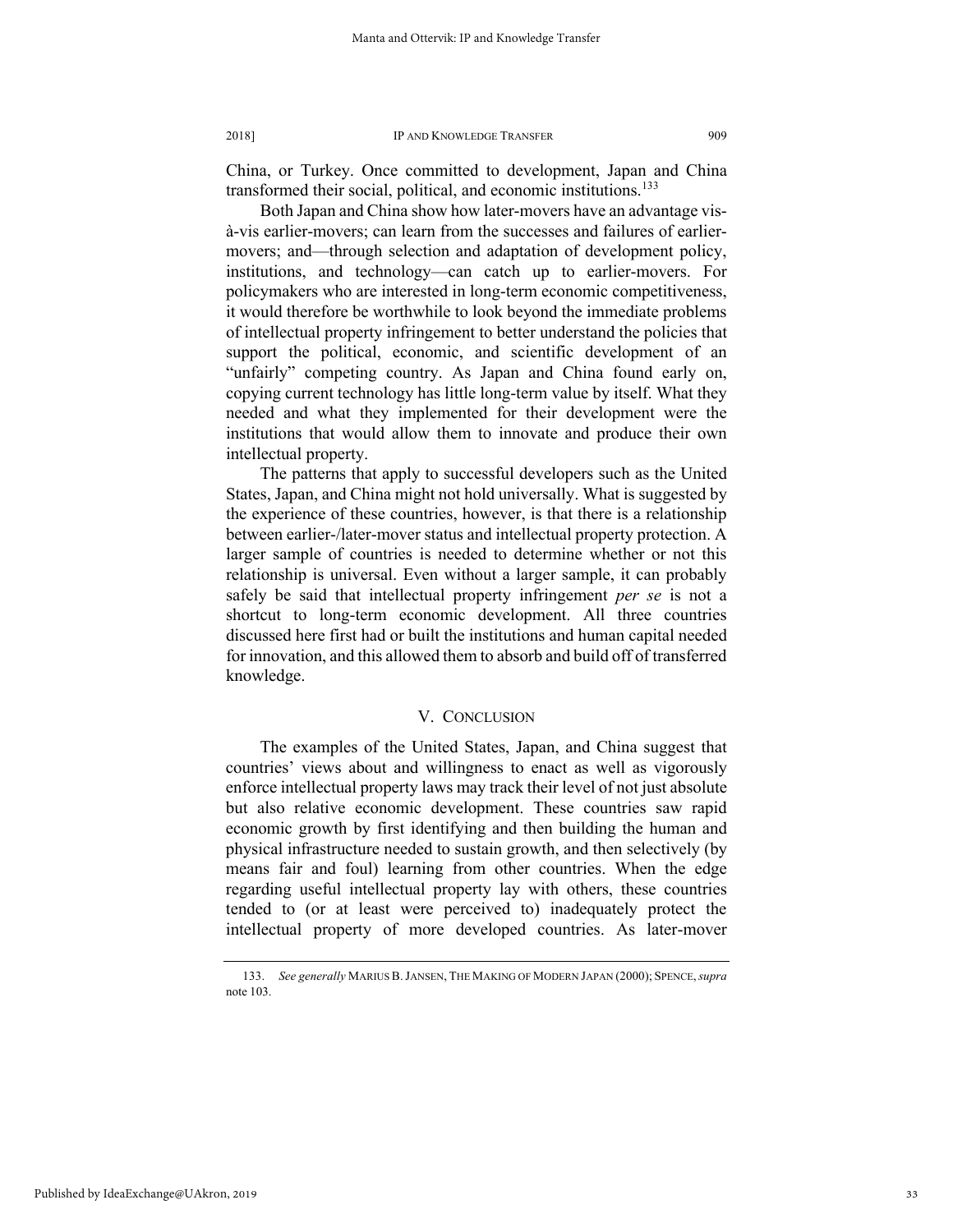China, or Turkey. Once committed to development, Japan and China transformed their social, political, and economic institutions.[133]

Both Japan and China show how later-movers have an advantage vis-à-vis earlier-movers; can learn from the successes and failures of earlier-movers; and—through selection and adaptation of development policy, institutions, and technology—can catch up to earlier-movers. For policymakers who are interested in long-term economic competitiveness, it would therefore be worthwhile to look beyond the immediate problems of intellectual property infringement to better understand the policies that support the political, economic, and scientific development of an "unfairly" competing country. As Japan and China found early on, copying current technology has little long-term value by itself. What they needed and what they implemented for their development were the institutions that would allow them to innovate and produce their own intellectual property.

The patterns that apply to successful developers such as the United States, Japan, and China might not hold universally. What is suggested by the experience of these countries, however, is that there is a relationship between earlier-/later-mover status and intellectual property protection. A larger sample of countries is needed to determine whether or not this relationship is universal. Even without a larger sample, it can probably safely be said that intellectual property infringement *per se* is not a shortcut to long-term economic development. All three countries discussed here first had or built the institutions and human capital needed for innovation, and this allowed them to absorb and build off of transferred knowledge.

## V. CONCLUSION

The examples of the United States, Japan, and China suggest that countries' views about and willingness to enact as well as vigorously enforce intellectual property laws may track their level of not just absolute but also relative economic development. These countries saw rapid economic growth by first identifying and then building the human and physical infrastructure needed to sustain growth, and then selectively (by means fair and foul) learning from other countries. When the edge regarding useful intellectual property lay with others, these countries tended to (or at least were perceived to) inadequately protect the intellectual property of more developed countries. As later-mover

---

133. *See generally* MARIUS B. JANSEN, THE MAKING OF MODERN JAPAN (2000); SPENCE, *supra* note 103.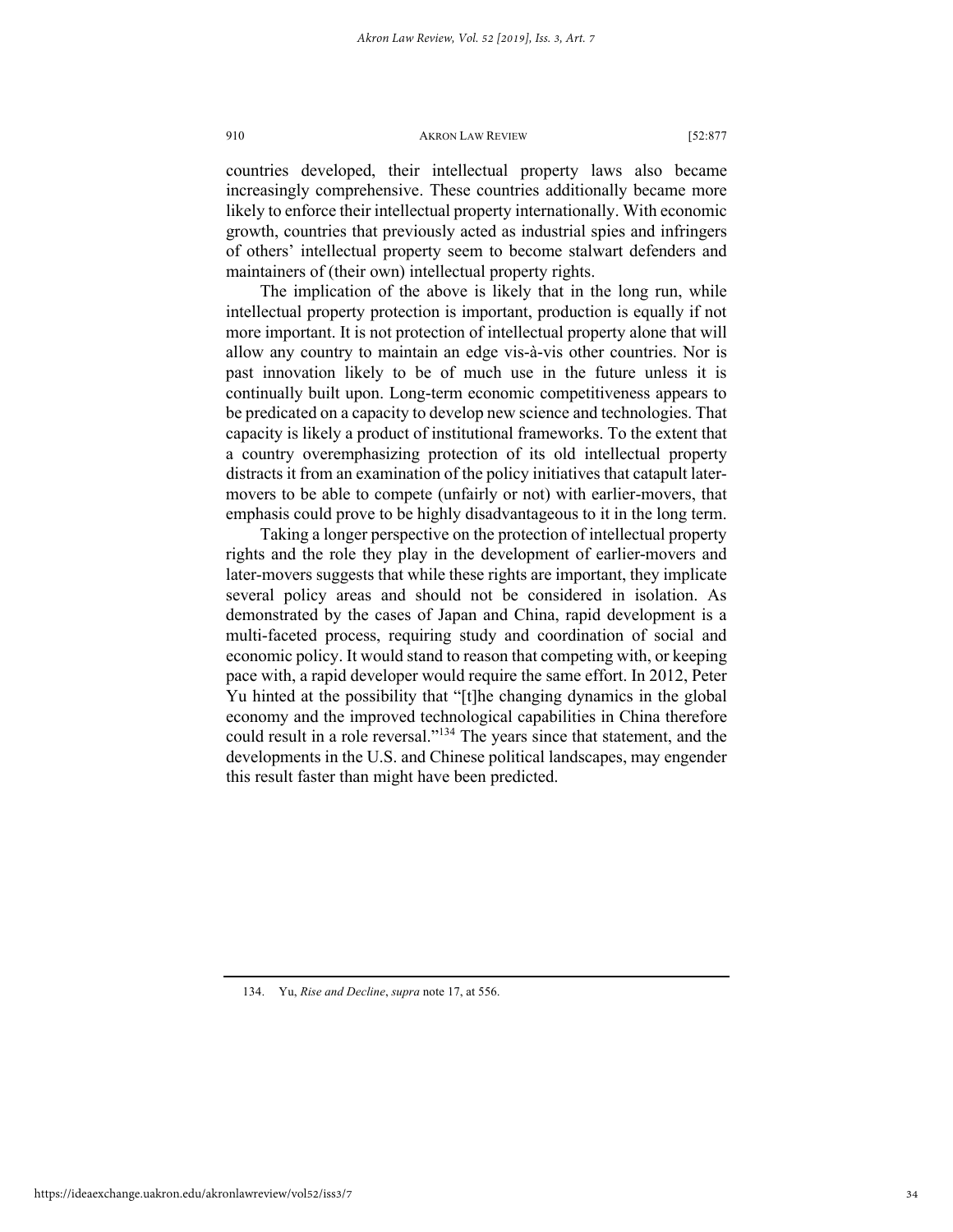countries developed, their intellectual property laws also became increasingly comprehensive. These countries additionally became more likely to enforce their intellectual property internationally. With economic growth, countries that previously acted as industrial spies and infringers of others' intellectual property seem to become stalwart defenders and maintainers of (their own) intellectual property rights.

The implication of the above is likely that in the long run, while intellectual property protection is important, production is equally if not more important. It is not protection of intellectual property alone that will allow any country to maintain an edge vis-à-vis other countries. Nor is past innovation likely to be of much use in the future unless it is continually built upon. Long-term economic competitiveness appears to be predicated on a capacity to develop new science and technologies. That capacity is likely a product of institutional frameworks. To the extent that a country overemphasizing protection of its old intellectual property distracts it from an examination of the policy initiatives that catapult later-movers to be able to compete (unfairly or not) with earlier-movers, that emphasis could prove to be highly disadvantageous to it in the long term.

Taking a longer perspective on the protection of intellectual property rights and the role they play in the development of earlier-movers and later-movers suggests that while these rights are important, they implicate several policy areas and should not be considered in isolation. As demonstrated by the cases of Japan and China, rapid development is a multi-faceted process, requiring study and coordination of social and economic policy. It would stand to reason that competing with, or keeping pace with, a rapid developer would require the same effort. In 2012, Peter Yu hinted at the possibility that "[t]he changing dynamics in the global economy and the improved technological capabilities in China therefore could result in a role reversal."[134] The years since that statement, and the developments in the U.S. and Chinese political landscapes, may engender this result faster than might have been predicted.

134. Yu, *Rise and Decline*, *supra* note 17, at 556.